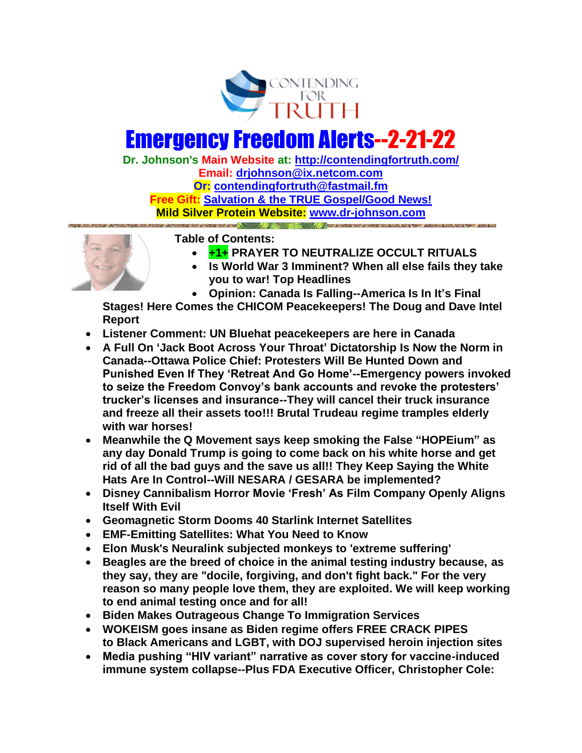CONTENDING FOR TRUTH

# Emergency Freedom Alerts--2-21-22

**Dr. Johnson's Main Website at: http://contendingfortruth.com/**
**Email: drjohnson@ix.netcom.com**
**Or: contendingfortruth@fastmail.fm**
**Free Gift: Salvation & the TRUE Gospel/Good News!**
**Mild Silver Protein Website: www.dr-johnson.com**

**Table of Contents:**

- **+1+ PRAYER TO NEUTRALIZE OCCULT RITUALS**
- **Is World War 3 Imminent? When all else fails they take you to war! Top Headlines**
- **Opinion: Canada Is Falling--America Is In It's Final Stages! Here Comes the CHICOM Peacekeepers! The Doug and Dave Intel Report**
- **Listener Comment: UN Bluehat peacekeepers are here in Canada**
- **A Full On 'Jack Boot Across Your Throat' Dictatorship Is Now the Norm in Canada--Ottawa Police Chief: Protesters Will Be Hunted Down and Punished Even If They 'Retreat And Go Home'--Emergency powers invoked to seize the Freedom Convoy's bank accounts and revoke the protesters' trucker's licenses and insurance--They will cancel their truck insurance and freeze all their assets too!!! Brutal Trudeau regime tramples elderly with war horses!**
- **Meanwhile the Q Movement says keep smoking the False "HOPEium" as any day Donald Trump is going to come back on his white horse and get rid of all the bad guys and the save us all!! They Keep Saying the White Hats Are In Control--Will NESARA / GESARA be implemented?**
- **Disney Cannibalism Horror Movie 'Fresh' As Film Company Openly Aligns Itself With Evil**
- **Geomagnetic Storm Dooms 40 Starlink Internet Satellites**
- **EMF-Emitting Satellites: What You Need to Know**
- **Elon Musk's Neuralink subjected monkeys to 'extreme suffering'**
- **Beagles are the breed of choice in the animal testing industry because, as they say, they are "docile, forgiving, and don't fight back." For the very reason so many people love them, they are exploited. We will keep working to end animal testing once and for all!**
- **Biden Makes Outrageous Change To Immigration Services**
- **WOKEISM goes insane as Biden regime offers FREE CRACK PIPES to Black Americans and LGBT, with DOJ supervised heroin injection sites**
- **Media pushing "HIV variant" narrative as cover story for vaccine-induced immune system collapse--Plus FDA Executive Officer, Christopher Cole:**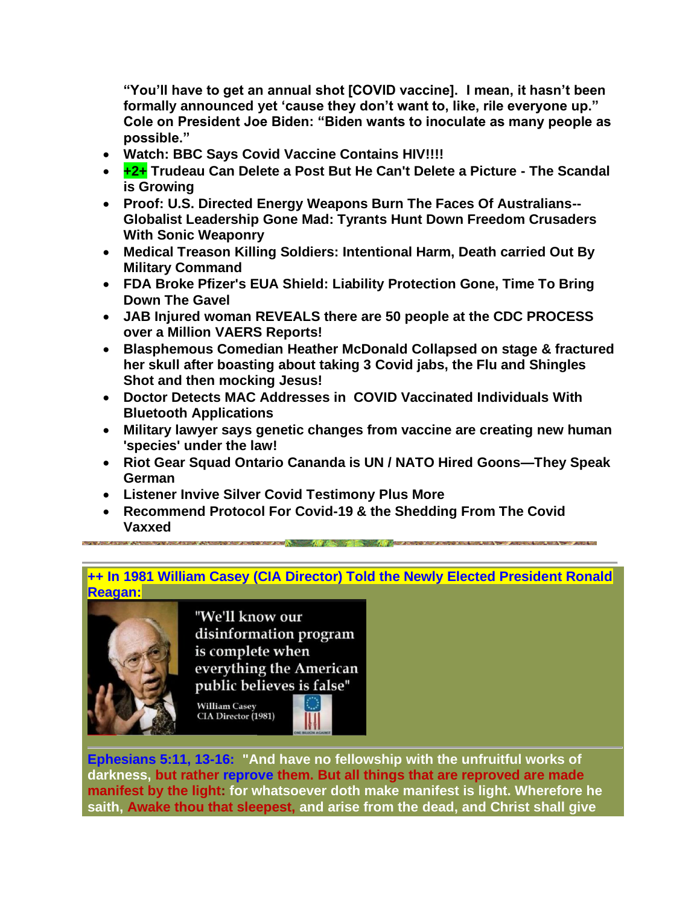**"You'll have to get an annual shot [COVID vaccine]. I mean, it hasn't been formally announced yet 'cause they don't want to, like, rile everyone up." Cole on President Joe Biden: "Biden wants to inoculate as many people as possible."**

- **Watch: BBC Says Covid Vaccine Contains HIV!!!!**
- **+2+ Trudeau Can Delete a Post But He Can't Delete a Picture - The Scandal is Growing**
- **Proof: U.S. Directed Energy Weapons Burn The Faces Of Australians--Globalist Leadership Gone Mad: Tyrants Hunt Down Freedom Crusaders With Sonic Weaponry**
- **Medical Treason Killing Soldiers: Intentional Harm, Death carried Out By Military Command**
- **FDA Broke Pfizer's EUA Shield: Liability Protection Gone, Time To Bring Down The Gavel**
- **JAB Injured woman REVEALS there are 50 people at the CDC PROCESS over a Million VAERS Reports!**
- **Blasphemous Comedian Heather McDonald Collapsed on stage & fractured her skull after boasting about taking 3 Covid jabs, the Flu and Shingles Shot and then mocking Jesus!**
- **Doctor Detects MAC Addresses in COVID Vaccinated Individuals With Bluetooth Applications**
- **Military lawyer says genetic changes from vaccine are creating new human 'species' under the law!**
- **Riot Gear Squad Ontario Cananda is UN / NATO Hired Goons—They Speak German**
- **Listener Invive Silver Covid Testimony Plus More**
- **Recommend Protocol For Covid-19 & the Shedding From The Covid Vaxxed**

---

**++ In 1981 William Casey (CIA Director) Told the Newly Elected President Ronald Reagan:**

"We'll know our disinformation program is complete when everything the American public believes is false"

William Casey
CIA Director (1981)

**Ephesians 5:11, 13-16: "And have no fellowship with the unfruitful works of darkness, but rather reprove them. But all things that are reproved are made manifest by the light: for whatsoever doth make manifest is light. Wherefore he saith, Awake thou that sleepest, and arise from the dead, and Christ shall give**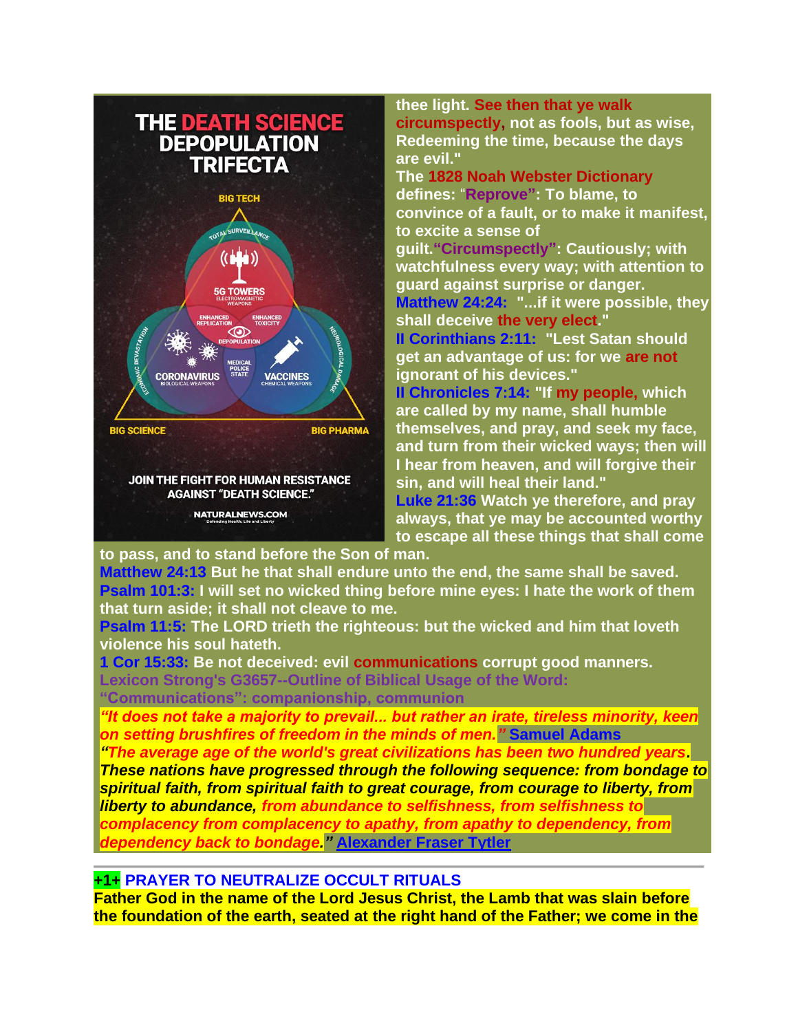THE DEATH SCIENCE DEPOPULATION TRIFECTA

BIG TECH

TOTAL SURVEILLANCE

5G TOWERS
ELECTROMAGNETIC WEAPONS

ENHANCED REPLICATION

ENHANCED TOXICITY

DEPOPULATION

MEDICAL POLICE STATE

CORONAVIRUS
BIOLOGICAL WEAPONS

VACCINES
CHEMICAL WEAPONS

ECONOMIC DEVASTATION

NEUROLOGICAL DAMAGE

BIG SCIENCE

BIG PHARMA

JOIN THE FIGHT FOR HUMAN RESISTANCE AGAINST "DEATH SCIENCE."

NATURALNEWS.COM
Defending Health, Life and Liberty

**thee light. See then that ye walk circumspectly, not as fools, but as wise, Redeeming the time, because the days are evil."**

**The 1828 Noah Webster Dictionary defines: "Reprove": To blame, to convince of a fault, or to make it manifest, to excite a sense of guilt."Circumspectly": Cautiously; with watchfulness every way; with attention to guard against surprise or danger.**

**Matthew 24:24: "...if it were possible, they shall deceive the very elect."**

**II Corinthians 2:11: "Lest Satan should get an advantage of us: for we are not ignorant of his devices."**

**II Chronicles 7:14: "If my people, which are called by my name, shall humble themselves, and pray, and seek my face, and turn from their wicked ways; then will I hear from heaven, and will forgive their sin, and will heal their land."**

**Luke 21:36 Watch ye therefore, and pray always, that ye may be accounted worthy to escape all these things that shall come to pass, and to stand before the Son of man.**

**Matthew 24:13 But he that shall endure unto the end, the same shall be saved.**

**Psalm 101:3: I will set no wicked thing before mine eyes: I hate the work of them that turn aside; it shall not cleave to me.**

**Psalm 11:5: The LORD trieth the righteous: but the wicked and him that loveth violence his soul hateth.**

**1 Cor 15:33: Be not deceived: evil communications corrupt good manners.**

**Lexicon Strong's G3657--Outline of Biblical Usage of the Word: "Communications": companionship, communion**

***"It does not take a majority to prevail... but rather an irate, tireless minority, keen on setting brushfires of freedom in the minds of men."*** **Samuel Adams**

***"The average age of the world's great civilizations has been two hundred years. These nations have progressed through the following sequence: from bondage to spiritual faith, from spiritual faith to great courage, from courage to liberty, from liberty to abundance, from abundance to selfishness, from selfishness to complacency from complacency to apathy, from apathy to dependency, from dependency back to bondage."*** **Alexander Fraser Tytler**

---

**+1+ PRAYER TO NEUTRALIZE OCCULT RITUALS**

**Father God in the name of the Lord Jesus Christ, the Lamb that was slain before the foundation of the earth, seated at the right hand of the Father; we come in the**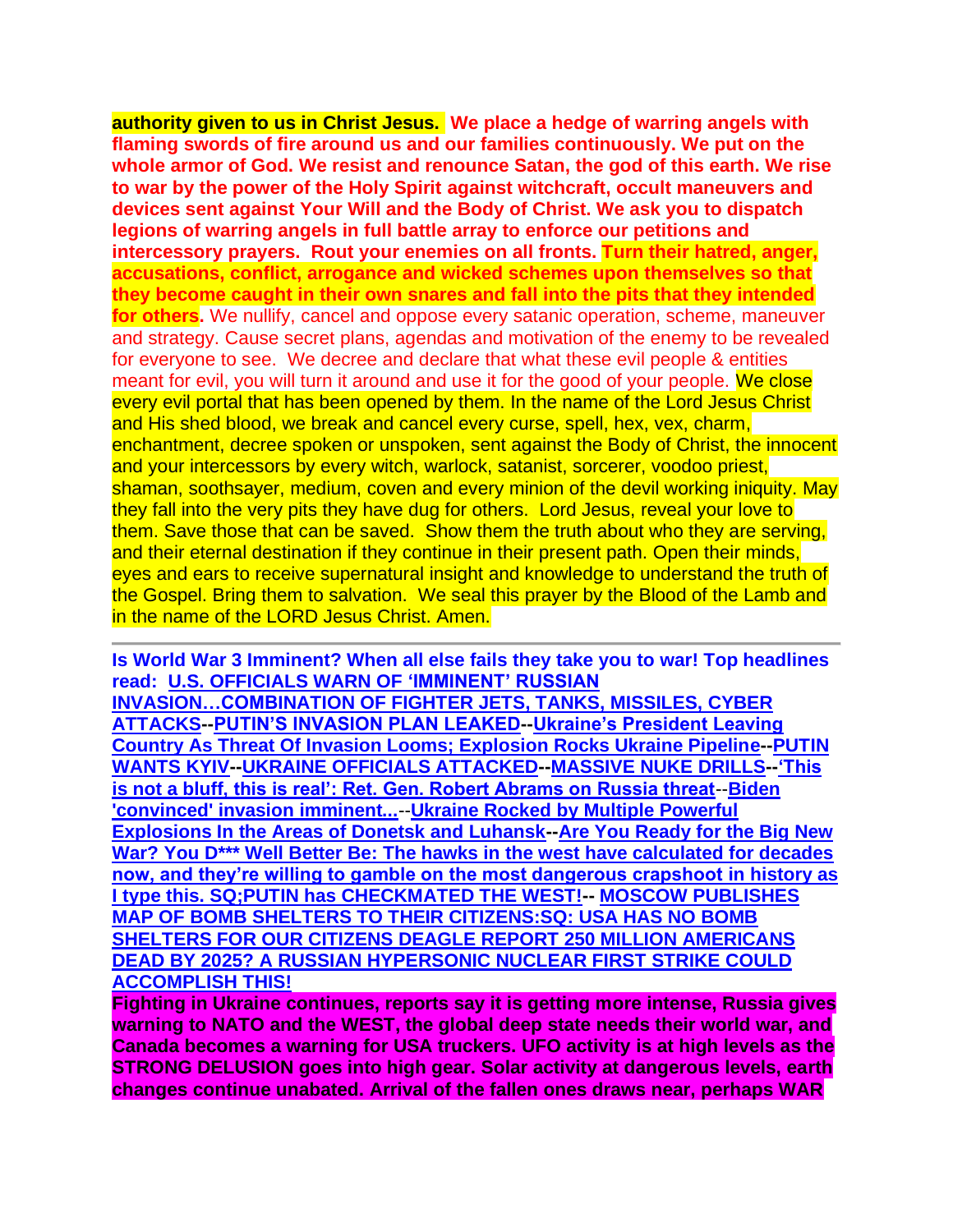**authority given to us in Christ Jesus. We place a hedge of warring angels with flaming swords of fire around us and our families continuously. We put on the whole armor of God. We resist and renounce Satan, the god of this earth. We rise to war by the power of the Holy Spirit against witchcraft, occult maneuvers and devices sent against Your Will and the Body of Christ. We ask you to dispatch legions of warring angels in full battle array to enforce our petitions and intercessory prayers. Rout your enemies on all fronts. Turn their hatred, anger, accusations, conflict, arrogance and wicked schemes upon themselves so that they become caught in their own snares and fall into the pits that they intended for others.** We nullify, cancel and oppose every satanic operation, scheme, maneuver and strategy. Cause secret plans, agendas and motivation of the enemy to be revealed for everyone to see. We decree and declare that what these evil people & entities meant for evil, you will turn it around and use it for the good of your people. We close every evil portal that has been opened by them. In the name of the Lord Jesus Christ and His shed blood, we break and cancel every curse, spell, hex, vex, charm, enchantment, decree spoken or unspoken, sent against the Body of Christ, the innocent and your intercessors by every witch, warlock, satanist, sorcerer, voodoo priest, shaman, soothsayer, medium, coven and every minion of the devil working iniquity. May they fall into the very pits they have dug for others. Lord Jesus, reveal your love to them. Save those that can be saved. Show them the truth about who they are serving, and their eternal destination if they continue in their present path. Open their minds, eyes and ears to receive supernatural insight and knowledge to understand the truth of the Gospel. Bring them to salvation. We seal this prayer by the Blood of the Lamb and in the name of the LORD Jesus Christ. Amen.

---

**Is World War 3 Imminent? When all else fails they take you to war! Top headlines read: U.S. OFFICIALS WARN OF 'IMMINENT' RUSSIAN INVASION…COMBINATION OF FIGHTER JETS, TANKS, MISSILES, CYBER ATTACKS--PUTIN'S INVASION PLAN LEAKED--Ukraine's President Leaving Country As Threat Of Invasion Looms; Explosion Rocks Ukraine Pipeline--PUTIN WANTS KYIV--UKRAINE OFFICIALS ATTACKED--MASSIVE NUKE DRILLS--'This is not a bluff, this is real': Ret. Gen. Robert Abrams on Russia threat--Biden 'convinced' invasion imminent...--Ukraine Rocked by Multiple Powerful Explosions In the Areas of Donetsk and Luhansk--Are You Ready for the Big New War? You D\*\*\* Well Better Be: The hawks in the west have calculated for decades now, and they're willing to gamble on the most dangerous crapshoot in history as I type this. SQ;PUTIN has CHECKMATED THE WEST!-- MOSCOW PUBLISHES MAP OF BOMB SHELTERS TO THEIR CITIZENS:SQ: USA HAS NO BOMB SHELTERS FOR OUR CITIZENS DEAGLE REPORT 250 MILLION AMERICANS DEAD BY 2025? A RUSSIAN HYPERSONIC NUCLEAR FIRST STRIKE COULD ACCOMPLISH THIS!**

**Fighting in Ukraine continues, reports say it is getting more intense, Russia gives warning to NATO and the WEST, the global deep state needs their world war, and Canada becomes a warning for USA truckers. UFO activity is at high levels as the STRONG DELUSION goes into high gear. Solar activity at dangerous levels, earth changes continue unabated. Arrival of the fallen ones draws near, perhaps WAR**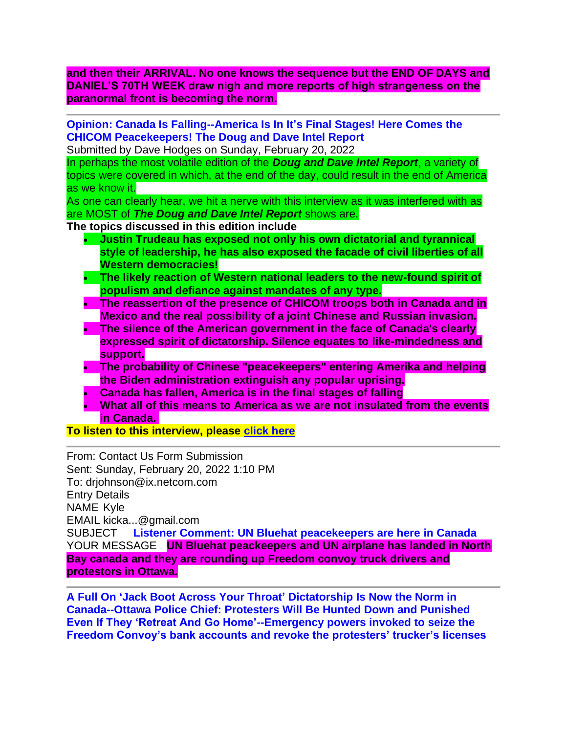**and then their ARRIVAL. No one knows the sequence but the END OF DAYS and DANIEL'S 70TH WEEK draw nigh and more reports of high strangeness on the paranormal front is becoming the norm.**

---

**Opinion: Canada Is Falling--America Is In It's Final Stages! Here Comes the CHICOM Peacekeepers! The Doug and Dave Intel Report**

Submitted by Dave Hodges on Sunday, February 20, 2022

In perhaps the most volatile edition of the ***Doug and Dave Intel Report***, a variety of topics were covered in which, at the end of the day, could result in the end of America as we know it.

As one can clearly hear, we hit a nerve with this interview as it was interfered with as are MOST of ***The Doug and Dave Intel Report*** shows are.

**The topics discussed in this edition include**

- **Justin Trudeau has exposed not only his own dictatorial and tyrannical style of leadership, he has also exposed the facade of civil liberties of all Western democracies!**
- **The likely reaction of Western national leaders to the new-found spirit of populism and defiance against mandates of any type.**
- **The reassertion of the presence of CHICOM troops both in Canada and in Mexico and the real possibility of a joint Chinese and Russian invasion.**
- **The silence of the American government in the face of Canada's clearly expressed spirit of dictatorship. Silence equates to like-mindedness and support.**
- **The probability of Chinese "peacekeepers" entering Amerika and helping the Biden administration extinguish any popular uprising.**
- **Canada has fallen, America is in the final stages of falling**
- **What all of this means to America as we are not insulated from the events in Canada.**

**To listen to this interview, please click here**

---

From: Contact Us Form Submission
Sent: Sunday, February 20, 2022 1:10 PM
To: drjohnson@ix.netcom.com
Entry Details
NAME Kyle
EMAIL kicka...@gmail.com
SUBJECT **Listener Comment: UN Bluehat peacekeepers are here in Canada**
YOUR MESSAGE **UN Bluehat peackeepers and UN airplane has landed in North Bay canada and they are rounding up Freedom convoy truck drivers and protestors in Ottawa.**

---

**A Full On 'Jack Boot Across Your Throat' Dictatorship Is Now the Norm in Canada--Ottawa Police Chief: Protesters Will Be Hunted Down and Punished Even If They 'Retreat And Go Home'--Emergency powers invoked to seize the Freedom Convoy's bank accounts and revoke the protesters' trucker's licenses**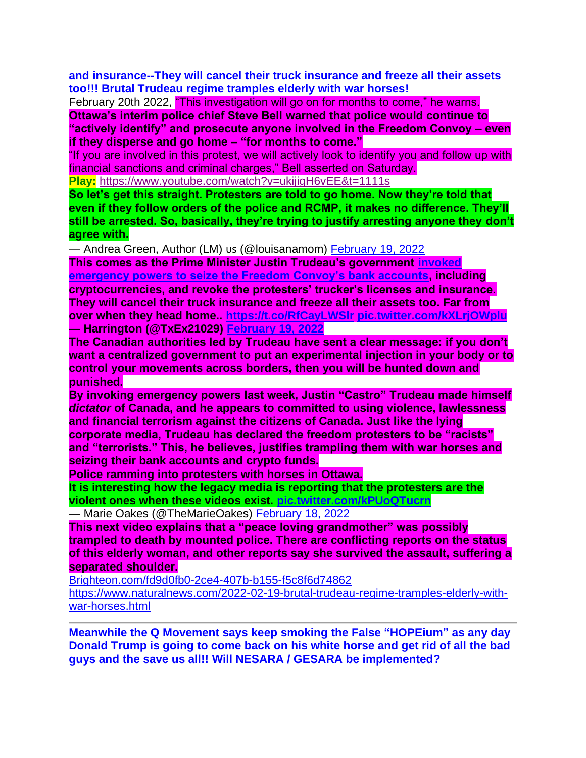**and insurance--They will cancel their truck insurance and freeze all their assets too!!! Brutal Trudeau regime tramples elderly with war horses!**

February 20th 2022, "This investigation will go on for months to come," he warns.

**Ottawa's interim police chief Steve Bell warned that police would continue to "actively identify" and prosecute anyone involved in the Freedom Convoy – even if they disperse and go home – "for months to come."**

"If you are involved in this protest, we will actively look to identify you and follow up with financial sanctions and criminal charges," Bell asserted on Saturday.

**Play:** https://www.youtube.com/watch?v=ukijigH6vEE&t=1111s

**So let's get this straight. Protesters are told to go home. Now they're told that even if they follow orders of the police and RCMP, it makes no difference. They'll still be arrested. So, basically, they're trying to justify arresting anyone they don't agree with.**

— Andrea Green, Author (LM) us (@louisanamom) February 19, 2022

**This comes as the Prime Minister Justin Trudeau's government invoked emergency powers to seize the Freedom Convoy's bank accounts, including cryptocurrencies, and revoke the protesters' trucker's licenses and insurance. They will cancel their truck insurance and freeze all their assets too. Far from over when they head home.. https://t.co/RfCayLWSlr pic.twitter.com/kXLrjOWplu**

**— Harrington (@TxEx21029) February 19, 2022**

**The Canadian authorities led by Trudeau have sent a clear message: if you don't want a centralized government to put an experimental injection in your body or to control your movements across borders, then you will be hunted down and punished.**

**By invoking emergency powers last week, Justin "Castro" Trudeau made himself *dictator* of Canada, and he appears to committed to using violence, lawlessness and financial terrorism against the citizens of Canada. Just like the lying corporate media, Trudeau has declared the freedom protesters to be "racists" and "terrorists." This, he believes, justifies trampling them with war horses and seizing their bank accounts and crypto funds.**

**Police ramming into protesters with horses in Ottawa.**

**It is interesting how the legacy media is reporting that the protesters are the violent ones when these videos exist. pic.twitter.com/kPUoQTucrn**

— Marie Oakes (@TheMarieOakes) February 18, 2022

**This next video explains that a "peace loving grandmother" was possibly trampled to death by mounted police. There are conflicting reports on the status of this elderly woman, and other reports say she survived the assault, suffering a separated shoulder.**

Brighteon.com/fd9d0fb0-2ce4-407b-b155-f5c8f6d74862

https://www.naturalnews.com/2022-02-19-brutal-trudeau-regime-tramples-elderly-with-war-horses.html

---

**Meanwhile the Q Movement says keep smoking the False "HOPEium" as any day Donald Trump is going to come back on his white horse and get rid of all the bad guys and the save us all!! Will NESARA / GESARA be implemented?**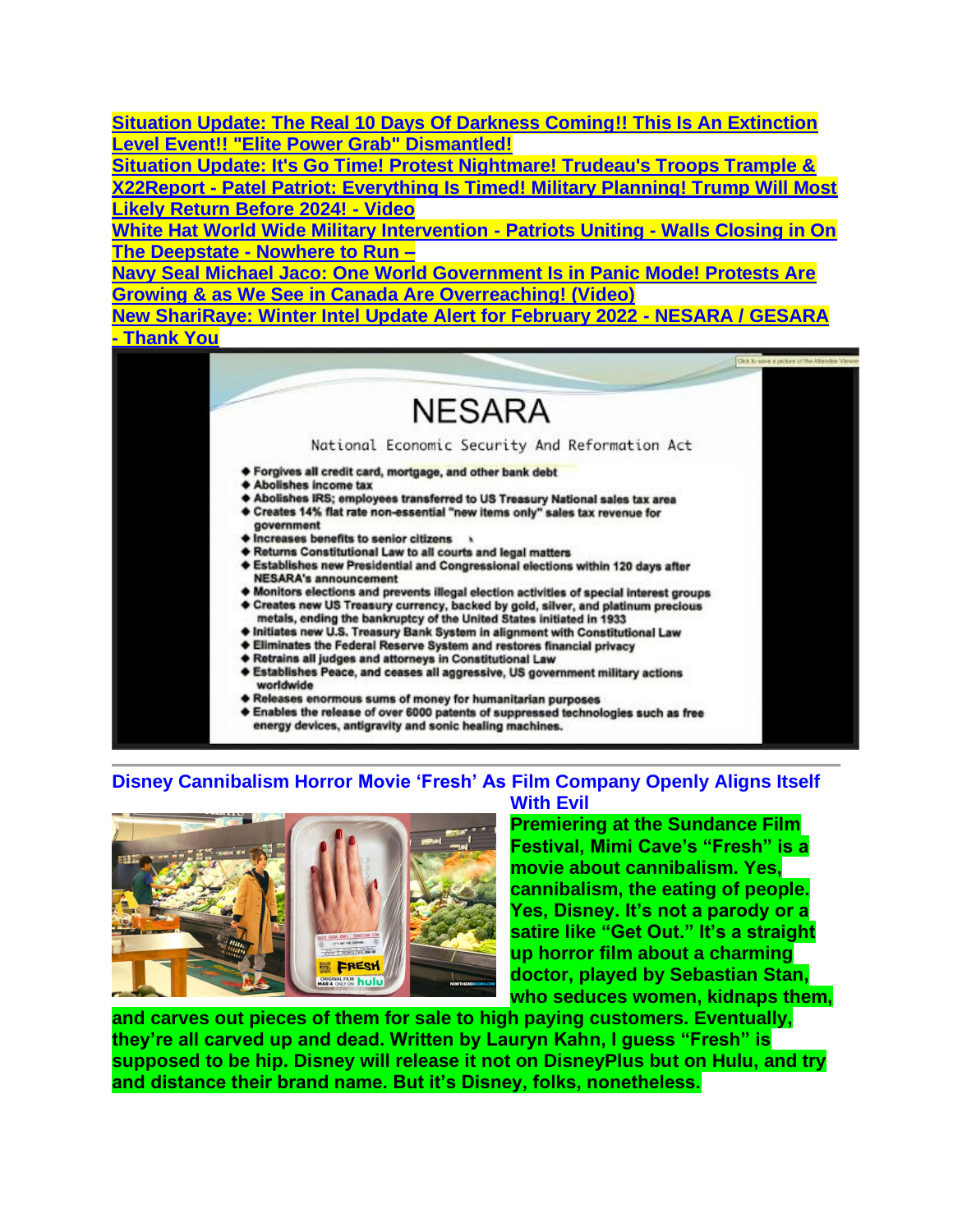**Situation Update: The Real 10 Days Of Darkness Coming!! This Is An Extinction Level Event!! "Elite Power Grab" Dismantled!**

**Situation Update: It's Go Time! Protest Nightmare! Trudeau's Troops Trample &**

**X22Report - Patel Patriot: Everything Is Timed! Military Planning! Trump Will Most Likely Return Before 2024! - Video**

**White Hat World Wide Military Intervention - Patriots Uniting - Walls Closing in On The Deepstate - Nowhere to Run –**

**Navy Seal Michael Jaco: One World Government Is in Panic Mode! Protests Are Growing & as We See in Canada Are Overreaching! (Video)**

**New ShariRaye: Winter Intel Update Alert for February 2022 - NESARA / GESARA - Thank You**

# NESARA

National Economic Security And Reformation Act

- Forgives all credit card, mortgage, and other bank debt
- Abolishes income tax
- Abolishes IRS; employees transferred to US Treasury National sales tax area
- Creates 14% flat rate non-essential "new items only" sales tax revenue for government
- Increases benefits to senior citizens
- Returns Constitutional Law to all courts and legal matters
- Establishes new Presidential and Congressional elections within 120 days after NESARA's announcement
- Monitors elections and prevents illegal election activities of special interest groups
- Creates new US Treasury currency, backed by gold, silver, and platinum precious metals, ending the bankruptcy of the United States initiated in 1933
- Initiates new U.S. Treasury Bank System in alignment with Constitutional Law
- Eliminates the Federal Reserve System and restores financial privacy
- Retrains all judges and attorneys in Constitutional Law
- Establishes Peace, and ceases all aggressive, US government military actions worldwide
- Releases enormous sums of money for humanitarian purposes
- Enables the release of over 6000 patents of suppressed technologies such as free energy devices, antigravity and sonic healing machines.

---

**Disney Cannibalism Horror Movie 'Fresh' As Film Company Openly Aligns Itself With Evil**

**Premiering at the Sundance Film Festival, Mimi Cave's "Fresh" is a movie about cannibalism. Yes, cannibalism, the eating of people. Yes, Disney. It's not a parody or a satire like "Get Out." It's a straight up horror film about a charming doctor, played by Sebastian Stan, who seduces women, kidnaps them, and carves out pieces of them for sale to high paying customers. Eventually, they're all carved up and dead. Written by Lauryn Kahn, I guess "Fresh" is supposed to be hip. Disney will release it not on DisneyPlus but on Hulu, and try and distance their brand name. But it's Disney, folks, nonetheless.**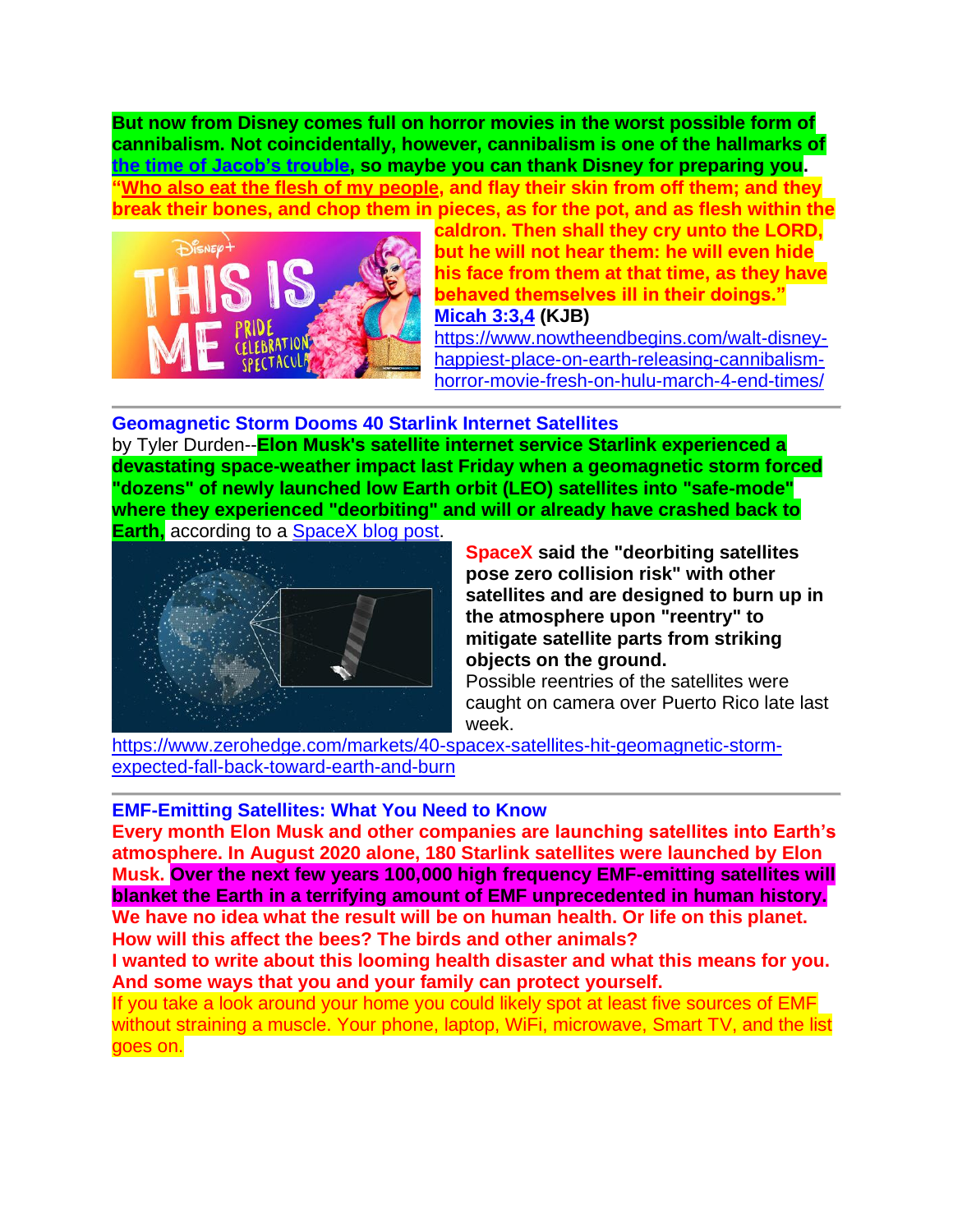**But now from Disney comes full on horror movies in the worst possible form of cannibalism. Not coincidentally, however, cannibalism is one of the hallmarks of [the time of Jacob's trouble](), so maybe you can thank Disney for preparing you.**

**"[Who also eat the flesh of my people](), and flay their skin from off them; and they break their bones, and chop them in pieces, as for the pot, and as flesh within the caldron. Then shall they cry unto the LORD, but he will not hear them: he will even hide his face from them at that time, as they have behaved themselves ill in their doings." [Micah 3:3,4]() (KJB)**

https://www.nowtheendbegins.com/walt-disney-happiest-place-on-earth-releasing-cannibalism-horror-movie-fresh-on-hulu-march-4-end-times/

---

**Geomagnetic Storm Dooms 40 Starlink Internet Satellites**

by Tyler Durden--**Elon Musk's satellite internet service Starlink experienced a devastating space-weather impact last Friday when a geomagnetic storm forced "dozens" of newly launched low Earth orbit (LEO) satellites into "safe-mode" where they experienced "deorbiting" and will or already have crashed back to Earth,** according to a [SpaceX blog post]().

**SpaceX said the "deorbiting satellites pose zero collision risk" with other satellites and are designed to burn up in the atmosphere upon "reentry" to mitigate satellite parts from striking objects on the ground.**

Possible reentries of the satellites were caught on camera over Puerto Rico late last week.

https://www.zerohedge.com/markets/40-spacex-satellites-hit-geomagnetic-storm-expected-fall-back-toward-earth-and-burn

---

**EMF-Emitting Satellites: What You Need to Know**

**Every month Elon Musk and other companies are launching satellites into Earth's atmosphere. In August 2020 alone, 180 Starlink satellites were launched by Elon Musk. Over the next few years 100,000 high frequency EMF-emitting satellites will blanket the Earth in a terrifying amount of EMF unprecedented in human history. We have no idea what the result will be on human health. Or life on this planet. How will this affect the bees? The birds and other animals?**

**I wanted to write about this looming health disaster and what this means for you. And some ways that you and your family can protect yourself.**

If you take a look around your home you could likely spot at least five sources of EMF without straining a muscle. Your phone, laptop, WiFi, microwave, Smart TV, and the list goes on.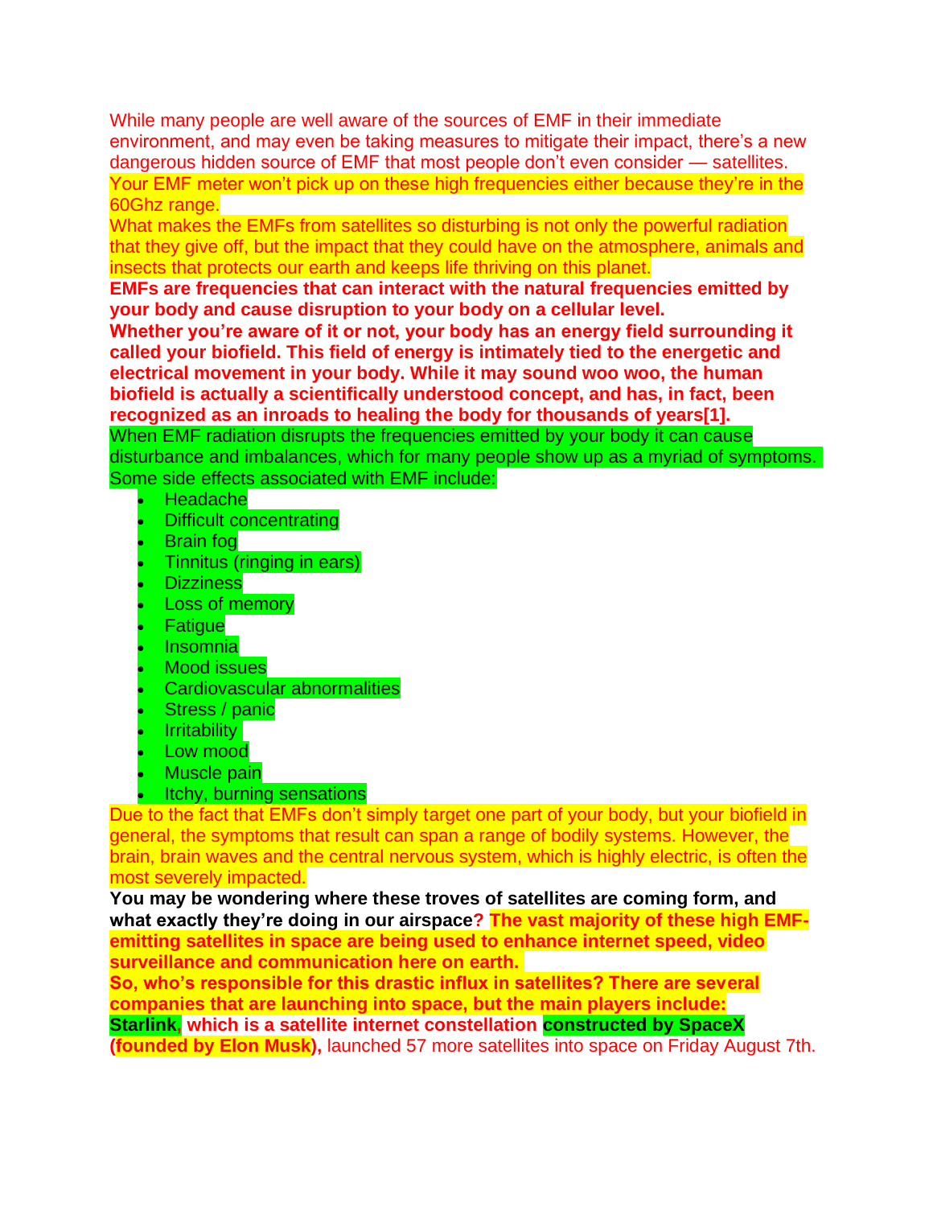While many people are well aware of the sources of EMF in their immediate environment, and may even be taking measures to mitigate their impact, there's a new dangerous hidden source of EMF that most people don't even consider — satellites. Your EMF meter won't pick up on these high frequencies either because they're in the 60Ghz range.

What makes the EMFs from satellites so disturbing is not only the powerful radiation that they give off, but the impact that they could have on the atmosphere, animals and insects that protects our earth and keeps life thriving on this planet.

**EMFs are frequencies that can interact with the natural frequencies emitted by your body and cause disruption to your body on a cellular level.**

**Whether you're aware of it or not, your body has an energy field surrounding it called your biofield. This field of energy is intimately tied to the energetic and electrical movement in your body. While it may sound woo woo, the human biofield is actually a scientifically understood concept, and has, in fact, been recognized as an inroads to healing the body for thousands of years[1].**

When EMF radiation disrupts the frequencies emitted by your body it can cause disturbance and imbalances, which for many people show up as a myriad of symptoms. Some side effects associated with EMF include:

- Headache
- Difficult concentrating
- Brain fog
- Tinnitus (ringing in ears)
- Dizziness
- Loss of memory
- Fatigue
- Insomnia
- Mood issues
- Cardiovascular abnormalities
- Stress / panic
- Irritability
- Low mood
- Muscle pain
- Itchy, burning sensations

Due to the fact that EMFs don't simply target one part of your body, but your biofield in general, the symptoms that result can span a range of bodily systems. However, the brain, brain waves and the central nervous system, which is highly electric, is often the most severely impacted.

**You may be wondering where these troves of satellites are coming form, and what exactly they're doing in our airspace? The vast majority of these high EMF-emitting satellites in space are being used to enhance internet speed, video surveillance and communication here on earth.**

**So, who's responsible for this drastic influx in satellites? There are several companies that are launching into space, but the main players include:**

**Starlink, which is a satellite internet constellation constructed by SpaceX (founded by Elon Musk),** launched 57 more satellites into space on Friday August 7th.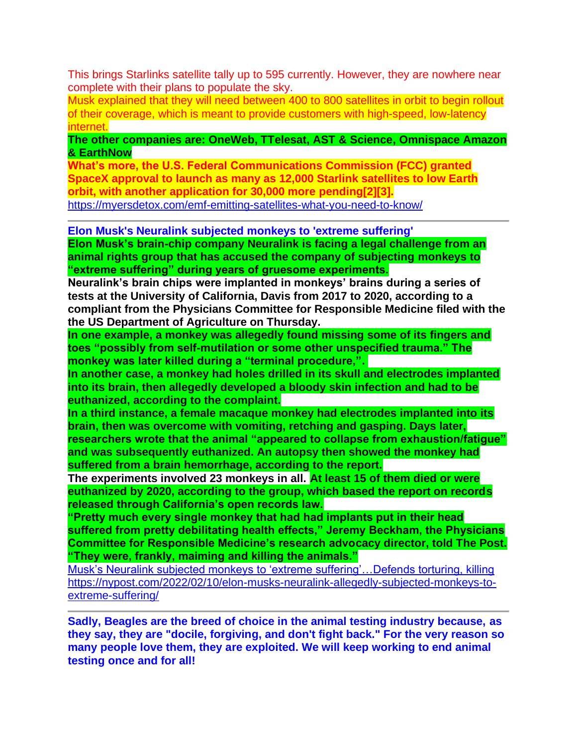This brings Starlinks satellite tally up to 595 currently. However, they are nowhere near complete with their plans to populate the sky.

Musk explained that they will need between 400 to 800 satellites in orbit to begin rollout of their coverage, which is meant to provide customers with high-speed, low-latency internet.

**The other companies are: OneWeb, TTelesat, AST & Science, Omnispace Amazon & EarthNow**

**What's more, the U.S. Federal Communications Commission (FCC) granted SpaceX approval to launch as many as 12,000 Starlink satellites to low Earth orbit, with another application for 30,000 more pending[2][3].**

https://myersdetox.com/emf-emitting-satellites-what-you-need-to-know/

---

**Elon Musk's Neuralink subjected monkeys to 'extreme suffering'**

**Elon Musk's brain-chip company Neuralink is facing a legal challenge from an animal rights group that has accused the company of subjecting monkeys to "extreme suffering" during years of gruesome experiments.**

**Neuralink's brain chips were implanted in monkeys' brains during a series of tests at the University of California, Davis from 2017 to 2020, according to a compliant from the Physicians Committee for Responsible Medicine filed with the the US Department of Agriculture on Thursday.**

**In one example, a monkey was allegedly found missing some of its fingers and toes "possibly from self-mutilation or some other unspecified trauma." The monkey was later killed during a "terminal procedure,".**

**In another case, a monkey had holes drilled in its skull and electrodes implanted into its brain, then allegedly developed a bloody skin infection and had to be euthanized, according to the complaint.**

**In a third instance, a female macaque monkey had electrodes implanted into its brain, then was overcome with vomiting, retching and gasping. Days later, researchers wrote that the animal "appeared to collapse from exhaustion/fatigue" and was subsequently euthanized. An autopsy then showed the monkey had suffered from a brain hemorrhage, according to the report.**

**The experiments involved 23 monkeys in all. At least 15 of them died or were euthanized by 2020, according to the group, which based the report on records released through California's open records law.**

**"Pretty much every single monkey that had had implants put in their head suffered from pretty debilitating health effects," Jeremy Beckham, the Physicians Committee for Responsible Medicine's research advocacy director, told The Post. "They were, frankly, maiming and killing the animals."**

Musk's Neuralink subjected monkeys to 'extreme suffering'…Defends torturing, killing
https://nypost.com/2022/02/10/elon-musks-neuralink-allegedly-subjected-monkeys-to-extreme-suffering/

---

**Sadly, Beagles are the breed of choice in the animal testing industry because, as they say, they are "docile, forgiving, and don't fight back." For the very reason so many people love them, they are exploited. We will keep working to end animal testing once and for all!**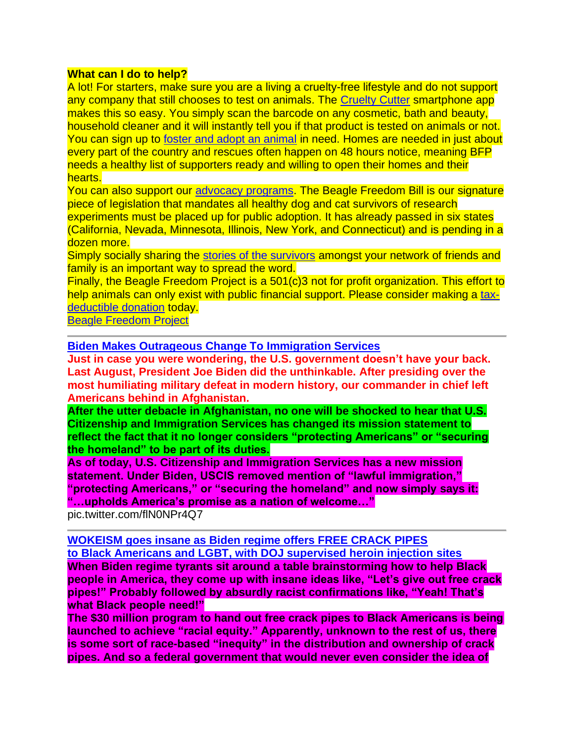**What can I do to help?**

A lot! For starters, make sure you are a living a cruelty-free lifestyle and do not support any company that still chooses to test on animals. The Cruelty Cutter smartphone app makes this so easy. You simply scan the barcode on any cosmetic, bath and beauty, household cleaner and it will instantly tell you if that product is tested on animals or not. You can sign up to foster and adopt an animal in need. Homes are needed in just about every part of the country and rescues often happen on 48 hours notice, meaning BFP needs a healthy list of supporters ready and willing to open their homes and their hearts.

You can also support our advocacy programs. The Beagle Freedom Bill is our signature piece of legislation that mandates all healthy dog and cat survivors of research experiments must be placed up for public adoption. It has already passed in six states (California, Nevada, Minnesota, Illinois, New York, and Connecticut) and is pending in a dozen more.

Simply socially sharing the stories of the survivors amongst your network of friends and family is an important way to spread the word.

Finally, the Beagle Freedom Project is a 501(c)3 not for profit organization. This effort to help animals can only exist with public financial support. Please consider making a tax-deductible donation today.

Beagle Freedom Project

---

**Biden Makes Outrageous Change To Immigration Services**

**Just in case you were wondering, the U.S. government doesn't have your back. Last August, President Joe Biden did the unthinkable. After presiding over the most humiliating military defeat in modern history, our commander in chief left Americans behind in Afghanistan.**

**After the utter debacle in Afghanistan, no one will be shocked to hear that U.S. Citizenship and Immigration Services has changed its mission statement to reflect the fact that it no longer considers "protecting Americans" or "securing the homeland" to be part of its duties.**

**As of today, U.S. Citizenship and Immigration Services has a new mission statement. Under Biden, USCIS removed mention of "lawful immigration," "protecting Americans," or "securing the homeland" and now simply says it: "…upholds America's promise as a nation of welcome…"**

pic.twitter.com/flN0NPr4Q7

---

**WOKEISM goes insane as Biden regime offers FREE CRACK PIPES to Black Americans and LGBT, with DOJ supervised heroin injection sites**

**When Biden regime tyrants sit around a table brainstorming how to help Black people in America, they come up with insane ideas like, "Let's give out free crack pipes!" Probably followed by absurdly racist confirmations like, "Yeah! That's what Black people need!"**

**The $30 million program to hand out free crack pipes to Black Americans is being launched to achieve "racial equity." Apparently, unknown to the rest of us, there is some sort of race-based "inequity" in the distribution and ownership of crack pipes. And so a federal government that would never even consider the idea of**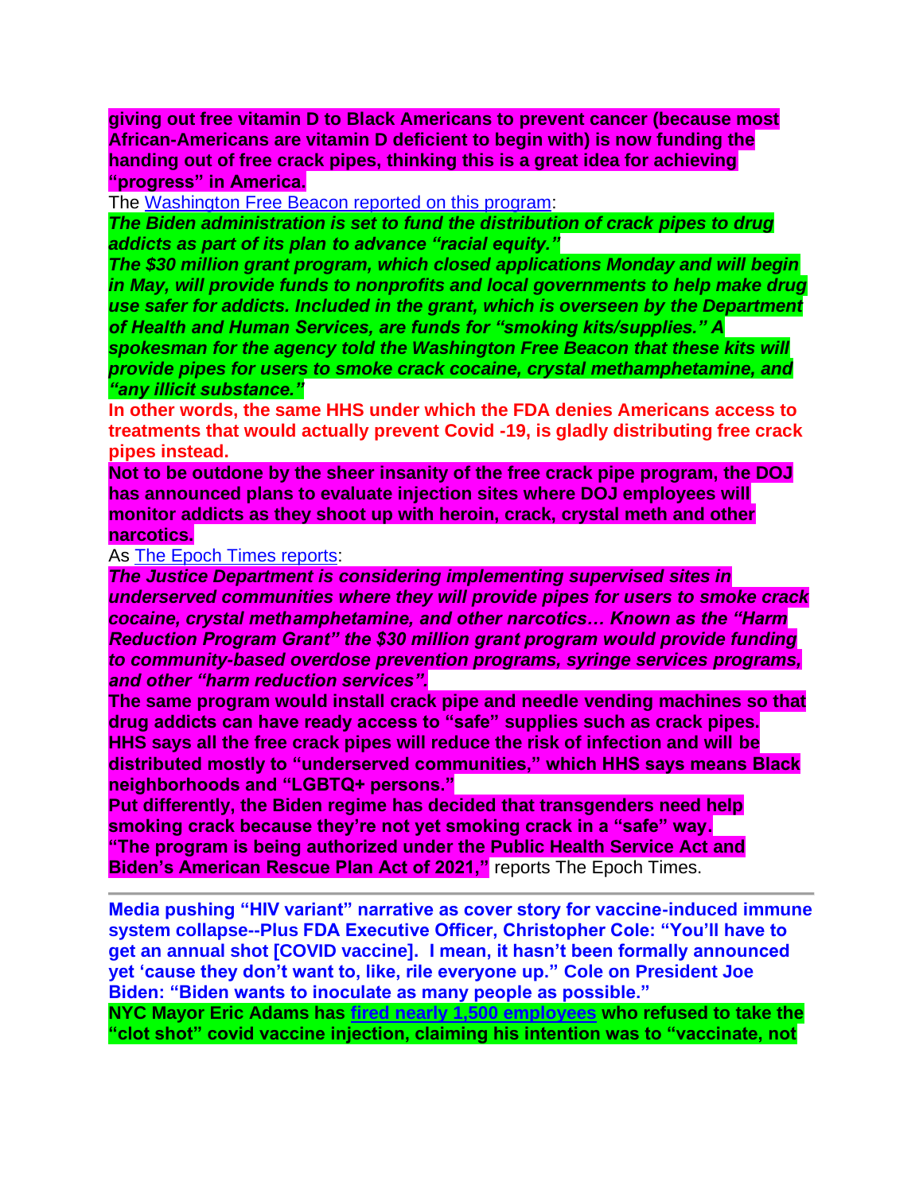**giving out free vitamin D to Black Americans to prevent cancer (because most African-Americans are vitamin D deficient to begin with) is now funding the handing out of free crack pipes, thinking this is a great idea for achieving "progress" in America.**

The Washington Free Beacon reported on this program:

***The Biden administration is set to fund the distribution of crack pipes to drug addicts as part of its plan to advance "racial equity."***

***The $30 million grant program, which closed applications Monday and will begin in May, will provide funds to nonprofits and local governments to help make drug use safer for addicts. Included in the grant, which is overseen by the Department of Health and Human Services, are funds for "smoking kits/supplies." A spokesman for the agency told the Washington Free Beacon that these kits will provide pipes for users to smoke crack cocaine, crystal methamphetamine, and "any illicit substance."***

**In other words, the same HHS under which the FDA denies Americans access to treatments that would actually prevent Covid -19, is gladly distributing free crack pipes instead.**

**Not to be outdone by the sheer insanity of the free crack pipe program, the DOJ has announced plans to evaluate injection sites where DOJ employees will monitor addicts as they shoot up with heroin, crack, crystal meth and other narcotics.**

As The Epoch Times reports:

***The Justice Department is considering implementing supervised sites in underserved communities where they will provide pipes for users to smoke crack cocaine, crystal methamphetamine, and other narcotics… Known as the "Harm Reduction Program Grant" the $30 million grant program would provide funding to community-based overdose prevention programs, syringe services programs, and other "harm reduction services".***

**The same program would install crack pipe and needle vending machines so that drug addicts can have ready access to "safe" supplies such as crack pipes. HHS says all the free crack pipes will reduce the risk of infection and will be distributed mostly to "underserved communities," which HHS says means Black neighborhoods and "LGBTQ+ persons."**

**Put differently, the Biden regime has decided that transgenders need help smoking crack because they're not yet smoking crack in a "safe" way.**

**"The program is being authorized under the Public Health Service Act and Biden's American Rescue Plan Act of 2021,"** reports The Epoch Times.

---

**Media pushing "HIV variant" narrative as cover story for vaccine-induced immune system collapse--Plus FDA Executive Officer, Christopher Cole: "You'll have to get an annual shot [COVID vaccine]. I mean, it hasn't been formally announced yet 'cause they don't want to, like, rile everyone up." Cole on President Joe Biden: "Biden wants to inoculate as many people as possible."**

**NYC Mayor Eric Adams has fired nearly 1,500 employees who refused to take the "clot shot" covid vaccine injection, claiming his intention was to "vaccinate, not**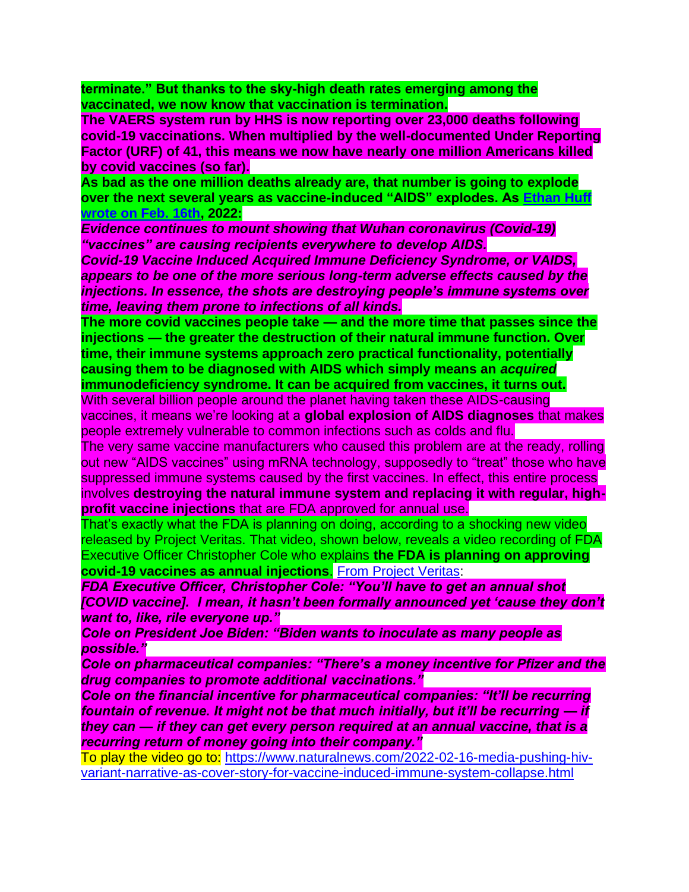**terminate." But thanks to the sky-high death rates emerging among the vaccinated, we now know that vaccination is termination.**

**The VAERS system run by HHS is now reporting over 23,000 deaths following covid-19 vaccinations. When multiplied by the well-documented Under Reporting Factor (URF) of 41, this means we now have nearly one million Americans killed by covid vaccines (so far).**

**As bad as the one million deaths already are, that number is going to explode over the next several years as vaccine-induced "AIDS" explodes. As [Ethan Huff wrote on Feb. 16th](), 2022:**

***Evidence continues to mount showing that Wuhan coronavirus (Covid-19) "vaccines" are causing recipients everywhere to develop AIDS.***

***Covid-19 Vaccine Induced Acquired Immune Deficiency Syndrome, or VAIDS, appears to be one of the more serious long-term adverse effects caused by the injections. In essence, the shots are destroying people's immune systems over time, leaving them prone to infections of all kinds.***

**The more covid vaccines people take — and the more time that passes since the injections — the greater the destruction of their natural immune function. Over time, their immune systems approach zero practical functionality, potentially causing them to be diagnosed with AIDS which simply means an *acquired* immunodeficiency syndrome. It can be acquired from vaccines, it turns out.**

With several billion people around the planet having taken these AIDS-causing vaccines, it means we're looking at a **global explosion of AIDS diagnoses** that makes people extremely vulnerable to common infections such as colds and flu.

The very same vaccine manufacturers who caused this problem are at the ready, rolling out new "AIDS vaccines" using mRNA technology, supposedly to "treat" those who have suppressed immune systems caused by the first vaccines. In effect, this entire process involves **destroying the natural immune system and replacing it with regular, high-profit vaccine injections** that are FDA approved for annual use.

That's exactly what the FDA is planning on doing, according to a shocking new video released by Project Veritas. That video, shown below, reveals a video recording of FDA Executive Officer Christopher Cole who explains **the FDA is planning on approving covid-19 vaccines as annual injections**. [From Project Veritas]():

***FDA Executive Officer, Christopher Cole: "You'll have to get an annual shot [COVID vaccine]. I mean, it hasn't been formally announced yet 'cause they don't want to, like, rile everyone up."***

***Cole on President Joe Biden: "Biden wants to inoculate as many people as possible."***

***Cole on pharmaceutical companies: "There's a money incentive for Pfizer and the drug companies to promote additional vaccinations."***

***Cole on the financial incentive for pharmaceutical companies: "It'll be recurring fountain of revenue. It might not be that much initially, but it'll be recurring — if they can — if they can get every person required at an annual vaccine, that is a recurring return of money going into their company."***

To play the video go to: https://www.naturalnews.com/2022-02-16-media-pushing-hiv-variant-narrative-as-cover-story-for-vaccine-induced-immune-system-collapse.html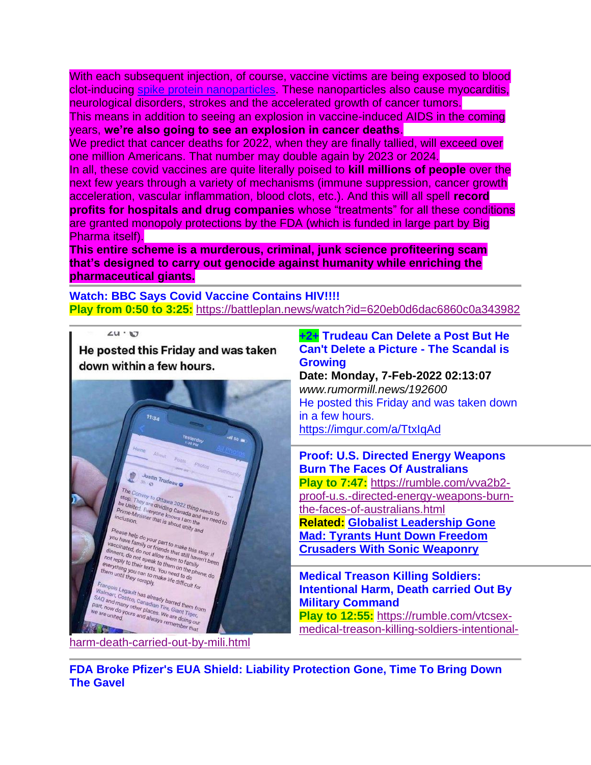With each subsequent injection, of course, vaccine victims are being exposed to blood clot-inducing spike protein nanoparticles. These nanoparticles also cause myocarditis, neurological disorders, strokes and the accelerated growth of cancer tumors.

This means in addition to seeing an explosion in vaccine-induced AIDS in the coming years, **we're also going to see an explosion in cancer deaths**.

We predict that cancer deaths for 2022, when they are finally tallied, will exceed over one million Americans. That number may double again by 2023 or 2024.

In all, these covid vaccines are quite literally poised to **kill millions of people** over the next few years through a variety of mechanisms (immune suppression, cancer growth acceleration, vascular inflammation, blood clots, etc.). And this will all spell **record profits for hospitals and drug companies** whose "treatments" for all these conditions are granted monopoly protections by the FDA (which is funded in large part by Big Pharma itself).

**This entire scheme is a murderous, criminal, junk science profiteering scam that's designed to carry out genocide against humanity while enriching the pharmaceutical giants.**

---

**Watch: BBC Says Covid Vaccine Contains HIV!!!!**

**Play from 0:50 to 3:25:** https://battleplan.news/watch?id=620eb0d6dac6860c0a343982

---

He posted this Friday and was taken down within a few hours.

Justin Trudeau

The Convoy to Ottawa 2022 thing needs to stop. They are dividing Canada and we need to be United. Everyone knows I am the Prime-Minister that is about unity and inclusion.

Please help do your part to make this stop: if you have family or friends that still haven't been vaccinated, do not allow them to family dinners, do not speak to them on the phone, do not reply to their texts. You need to do everything you can to make life difficult for them until they comply.

François Legault has already barred them from Walmart, Costco, Canadian Tire, Giant Tiger, SAQ and many other places. We are doing our part, now do yours and always remember that we are united.

**+2+ Trudeau Can Delete a Post But He Can't Delete a Picture - The Scandal is Growing**

**Date: Monday, 7-Feb-2022 02:13:07**

*www.rumormill.news/192600*

He posted this Friday and was taken down in a few hours.

https://imgur.com/a/TtxIqAd

**Proof: U.S. Directed Energy Weapons Burn The Faces Of Australians**

**Play to 7:47:** https://rumble.com/vva2b2-proof-u.s.-directed-energy-weapons-burn-the-faces-of-australians.html

**Related:** **Globalist Leadership Gone Mad: Tyrants Hunt Down Freedom Crusaders With Sonic Weaponry**

**Medical Treason Killing Soldiers: Intentional Harm, Death carried Out By Military Command**

**Play to 12:55:** https://rumble.com/vtcsex-medical-treason-killing-soldiers-intentional-harm-death-carried-out-by-mili.html

---

**FDA Broke Pfizer's EUA Shield: Liability Protection Gone, Time To Bring Down The Gavel**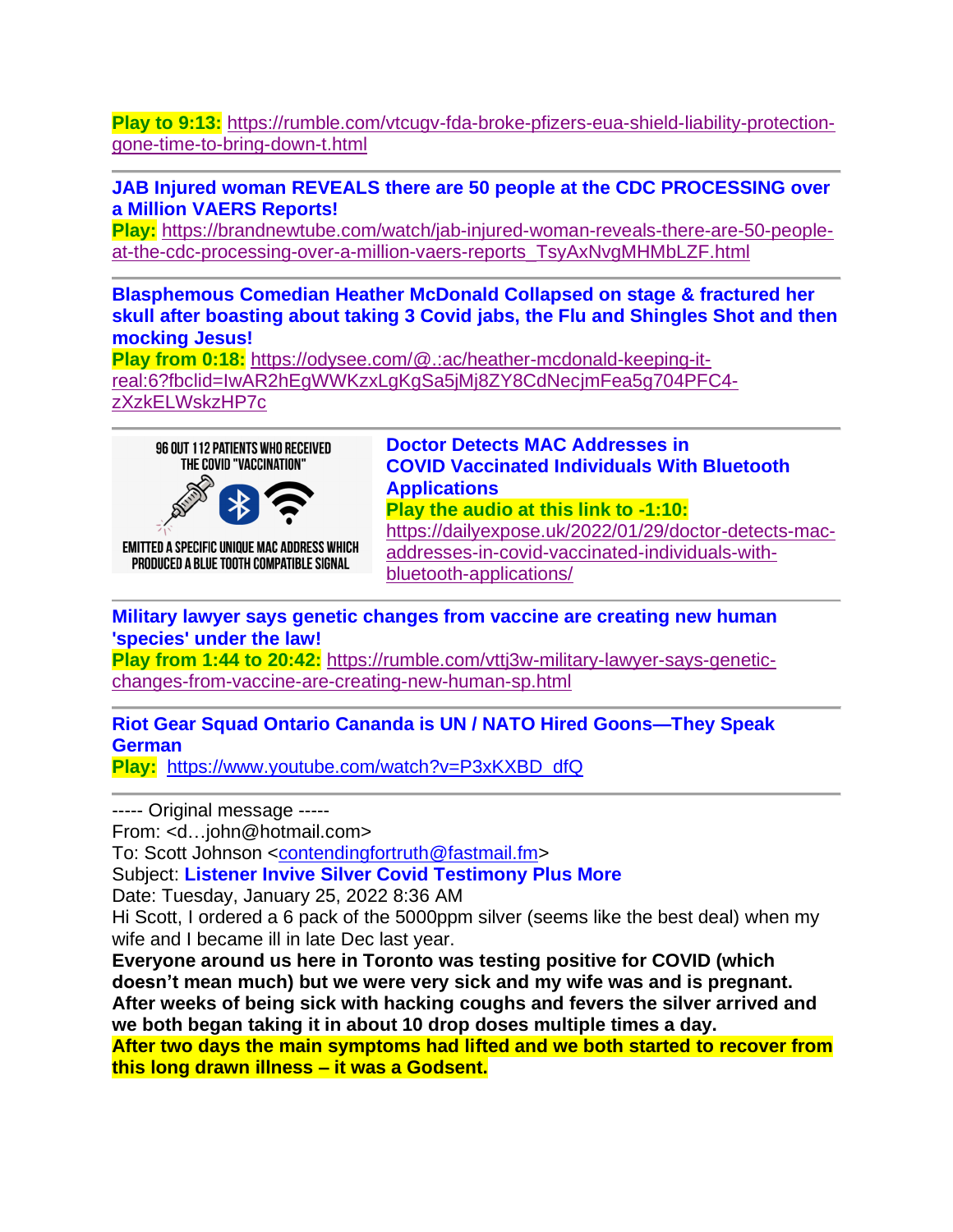**Play to 9:13:** https://rumble.com/vtcugv-fda-broke-pfizers-eua-shield-liability-protection-gone-time-to-bring-down-t.html

---

**JAB Injured woman REVEALS there are 50 people at the CDC PROCESSING over a Million VAERS Reports!**
**Play:** https://brandnewtube.com/watch/jab-injured-woman-reveals-there-are-50-people-at-the-cdc-processing-over-a-million-vaers-reports_TsyAxNvgMHMbLZF.html

---

**Blasphemous Comedian Heather McDonald Collapsed on stage & fractured her skull after boasting about taking 3 Covid jabs, the Flu and Shingles Shot and then mocking Jesus!**
**Play from 0:18:** https://odysee.com/@.:ac/heather-mcdonald-keeping-it-real:6?fbclid=IwAR2hEgWWKzxLgKgSa5jMj8ZY8CdNecjmFea5g704PFC4-zXzkELWskzHP7c

---

96 OUT 112 PATIENTS WHO RECEIVED THE COVID "VACCINATION"

EMITTED A SPECIFIC UNIQUE MAC ADDRESS WHICH PRODUCED A BLUE TOOTH COMPATIBLE SIGNAL

**Doctor Detects MAC Addresses in COVID Vaccinated Individuals With Bluetooth Applications**
**Play the audio at this link to -1:10:**
https://dailyexpose.uk/2022/01/29/doctor-detects-mac-addresses-in-covid-vaccinated-individuals-with-bluetooth-applications/

---

**Military lawyer says genetic changes from vaccine are creating new human 'species' under the law!**
**Play from 1:44 to 20:42:** https://rumble.com/vttj3w-military-lawyer-says-genetic-changes-from-vaccine-are-creating-new-human-sp.html

---

**Riot Gear Squad Ontario Cananda is UN / NATO Hired Goons—They Speak German**
**Play:** https://www.youtube.com/watch?v=P3xKXBD_dfQ

---

----- Original message -----
From: <d…john@hotmail.com>
To: Scott Johnson <contendingfortruth@fastmail.fm>
Subject: **Listener Invive Silver Covid Testimony Plus More**
Date: Tuesday, January 25, 2022 8:36 AM

Hi Scott, I ordered a 6 pack of the 5000ppm silver (seems like the best deal) when my wife and I became ill in late Dec last year.
**Everyone around us here in Toronto was testing positive for COVID (which doesn't mean much) but we were very sick and my wife was and is pregnant. After weeks of being sick with hacking coughs and fevers the silver arrived and we both began taking it in about 10 drop doses multiple times a day.**
**After two days the main symptoms had lifted and we both started to recover from this long drawn illness – it was a Godsent.**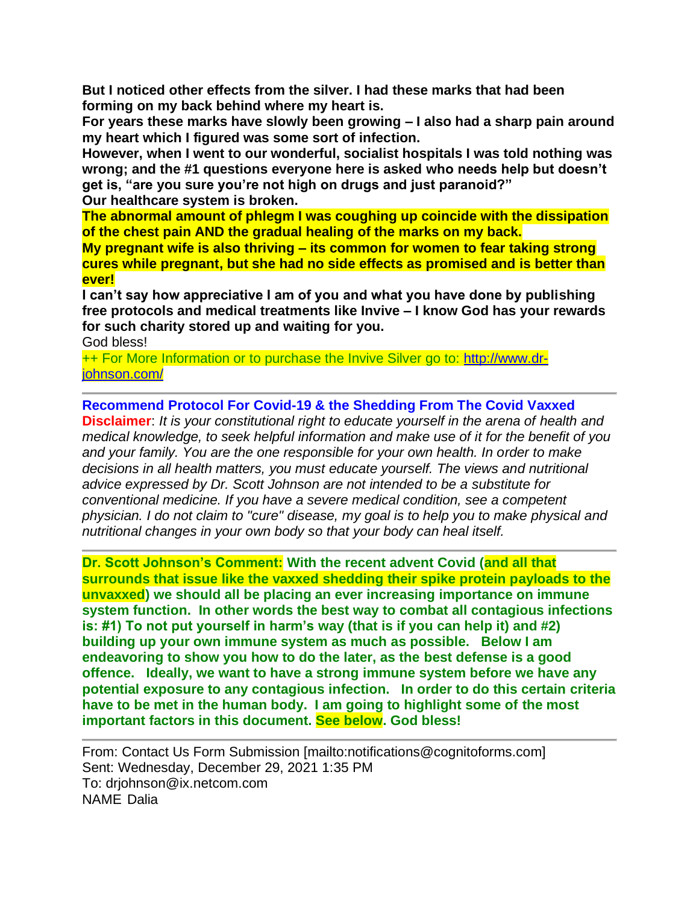**But I noticed other effects from the silver. I had these marks that had been forming on my back behind where my heart is.**
**For years these marks have slowly been growing – I also had a sharp pain around my heart which I figured was some sort of infection.**
**However, when I went to our wonderful, socialist hospitals I was told nothing was wrong; and the #1 questions everyone here is asked who needs help but doesn't get is, "are you sure you're not high on drugs and just paranoid?"**
**Our healthcare system is broken.**
**The abnormal amount of phlegm I was coughing up coincide with the dissipation of the chest pain AND the gradual healing of the marks on my back.**
**My pregnant wife is also thriving – its common for women to fear taking strong cures while pregnant, but she had no side effects as promised and is better than ever!**
**I can't say how appreciative I am of you and what you have done by publishing free protocols and medical treatments like Invive – I know God has your rewards for such charity stored up and waiting for you.**
God bless!
++ For More Information or to purchase the Invive Silver go to: http://www.dr-johnson.com/

---

**Recommend Protocol For Covid-19 & the Shedding From The Covid Vaxxed**
**Disclaimer**: *It is your constitutional right to educate yourself in the arena of health and medical knowledge, to seek helpful information and make use of it for the benefit of you and your family. You are the one responsible for your own health. In order to make decisions in all health matters, you must educate yourself. The views and nutritional advice expressed by Dr. Scott Johnson are not intended to be a substitute for conventional medicine. If you have a severe medical condition, see a competent physician. I do not claim to "cure" disease, my goal is to help you to make physical and nutritional changes in your own body so that your body can heal itself.*

---

**Dr. Scott Johnson's Comment: With the recent advent Covid (and all that surrounds that issue like the vaxxed shedding their spike protein payloads to the unvaxxed) we should all be placing an ever increasing importance on immune system function. In other words the best way to combat all contagious infections is: #1) To not put yourself in harm's way (that is if you can help it) and #2) building up your own immune system as much as possible. Below I am endeavoring to show you how to do the later, as the best defense is a good offence. Ideally, we want to have a strong immune system before we have any potential exposure to any contagious infection. In order to do this certain criteria have to be met in the human body. I am going to highlight some of the most important factors in this document. See below. God bless!**

---

From: Contact Us Form Submission [mailto:notifications@cognitoforms.com]
Sent: Wednesday, December 29, 2021 1:35 PM
To: drjohnson@ix.netcom.com
NAME Dalia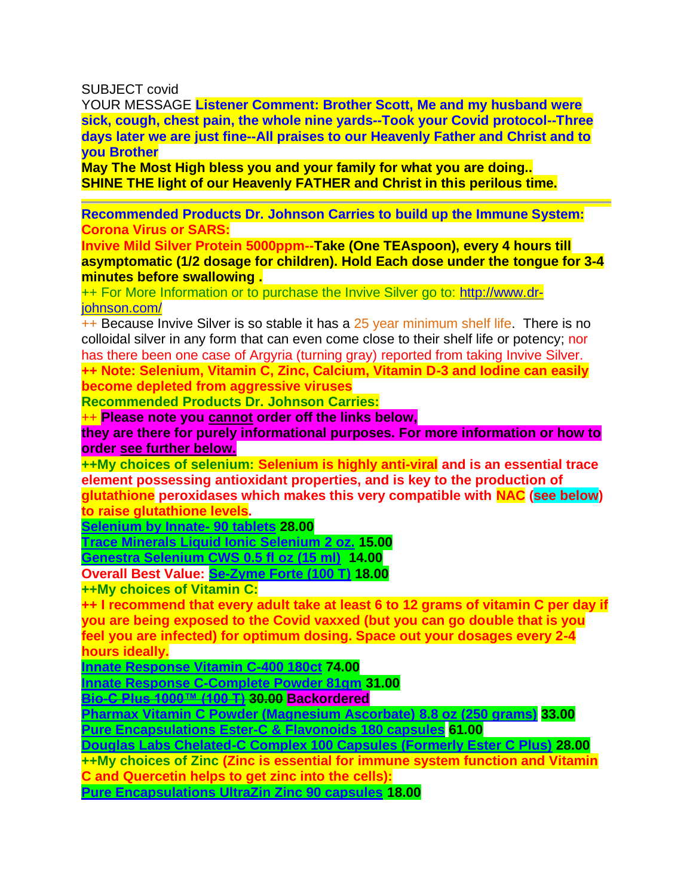SUBJECT covid

YOUR MESSAGE **Listener Comment: Brother Scott, Me and my husband were sick, cough, chest pain, the whole nine yards--Took your Covid protocol--Three days later we are just fine--All praises to our Heavenly Father and Christ and to you Brother**

**May The Most High bless you and your family for what you are doing..**
**SHINE THE light of our Heavenly FATHER and Christ in this perilous time.**

---

**Recommended Products Dr. Johnson Carries to build up the Immune System:**
**Corona Virus or SARS:**

**Invive Mild Silver Protein 5000ppm--Take (One TEAspoon), every 4 hours till asymptomatic (1/2 dosage for children). Hold Each dose under the tongue for 3-4 minutes before swallowing .**

++ For More Information or to purchase the Invive Silver go to: http://www.dr-johnson.com/

++ Because Invive Silver is so stable it has a 25 year minimum shelf life. There is no colloidal silver in any form that can even come close to their shelf life or potency; nor has there been one case of Argyria (turning gray) reported from taking Invive Silver.

**++ Note: Selenium, Vitamin C, Zinc, Calcium, Vitamin D-3 and Iodine can easily become depleted from aggressive viruses**

**Recommended Products Dr. Johnson Carries:**

++ **Please note you cannot order off the links below, they are there for purely informational purposes. For more information or how to order see further below.**

**++My choices of selenium: Selenium is highly anti-viral and is an essential trace element possessing antioxidant properties, and is key to the production of glutathione peroxidases which makes this very compatible with NAC (see below) to raise glutathione levels.**

**Selenium by Innate- 90 tablets 28.00**
**Trace Minerals Liquid Ionic Selenium 2 oz. 15.00**
**Genestra Selenium CWS 0.5 fl oz (15 ml) 14.00**
**Overall Best Value: Se-Zyme Forte (100 T) 18.00**

**++My choices of Vitamin C:**

**++ I recommend that every adult take at least 6 to 12 grams of vitamin C per day if you are being exposed to the Covid vaxxed (but you can go double that is you feel you are infected) for optimum dosing. Space out your dosages every 2-4 hours ideally.**

**Innate Response Vitamin C-400 180ct 74.00**
**Innate Response C-Complete Powder 81gm 31.00**
**Bio-C Plus 1000™ (100 T) 30.00 Backordered**
**Pharmax Vitamin C Powder (Magnesium Ascorbate) 8.8 oz (250 grams) 33.00**
**Pure Encapsulations Ester-C & Flavonoids 180 capsules 61.00**
**Douglas Labs Chelated-C Complex 100 Capsules (Formerly Ester C Plus) 28.00**

**++My choices of Zinc (Zinc is essential for immune system function and Vitamin C and Quercetin helps to get zinc into the cells):**

**Pure Encapsulations UltraZin Zinc 90 capsules 18.00**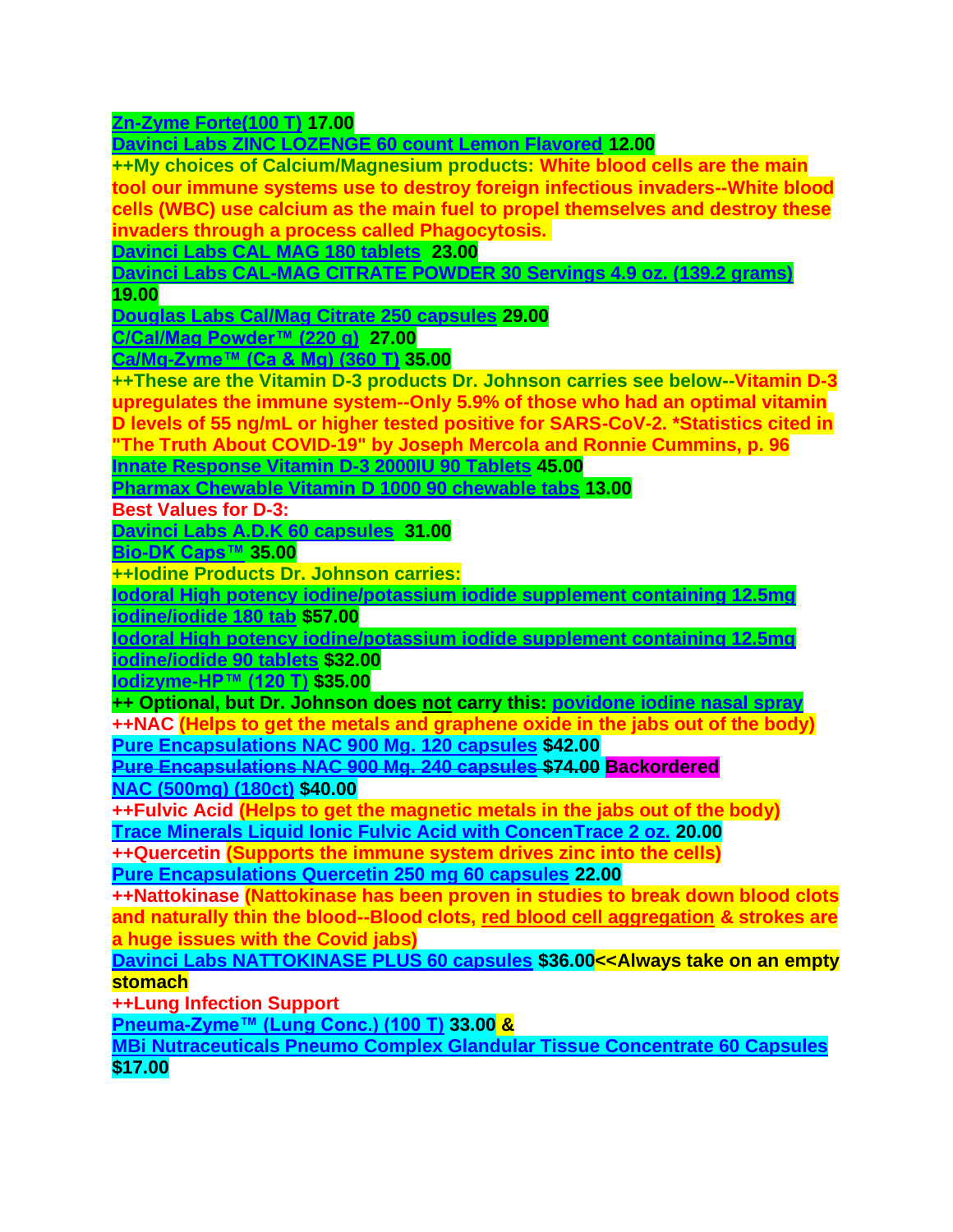Zn-Zyme Forte(100 T) **17.00**

Davinci Labs ZINC LOZENGE 60 count Lemon Flavored **12.00**

**++My choices of Calcium/Magnesium products: White blood cells are the main tool our immune systems use to destroy foreign infectious invaders--White blood cells (WBC) use calcium as the main fuel to propel themselves and destroy these invaders through a process called Phagocytosis.**

Davinci Labs CAL MAG 180 tablets **23.00**

Davinci Labs CAL-MAG CITRATE POWDER 30 Servings 4.9 oz. (139.2 grams) **19.00**

Douglas Labs Cal/Mag Citrate 250 capsules **29.00**

C/Cal/Mag Powder™ (220 g) **27.00**

Ca/Mg-Zyme™ (Ca & Mg) (360 T) **35.00**

**++These are the Vitamin D-3 products Dr. Johnson carries see below--Vitamin D-3 upregulates the immune system--Only 5.9% of those who had an optimal vitamin D levels of 55 ng/mL or higher tested positive for SARS-CoV-2. *Statistics cited in "The Truth About COVID-19" by Joseph Mercola and Ronnie Cummins, p. 96**

Innate Response Vitamin D-3 2000IU 90 Tablets **45.00**

Pharmax Chewable Vitamin D 1000 90 chewable tabs **13.00**

**Best Values for D-3:**

Davinci Labs A.D.K 60 capsules **31.00**

Bio-DK Caps™ **35.00**

**++Iodine Products Dr. Johnson carries:**

Iodoral High potency iodine/potassium iodide supplement containing 12.5mg iodine/iodide 180 tab **$57.00**

Iodoral High potency iodine/potassium iodide supplement containing 12.5mg iodine/iodide 90 tablets **$32.00**

Iodizyme-HP™ (120 T) **$35.00**

**++ Optional, but Dr. Johnson does not carry this:** povidone iodine nasal spray

**++NAC (Helps to get the metals and graphene oxide in the jabs out of the body)**

Pure Encapsulations NAC 900 Mg. 120 capsules **$42.00**

~~Pure Encapsulations NAC 900 Mg. 240 capsules $74.00~~ **Backordered**

NAC (500mg) (180ct) **$40.00**

**++Fulvic Acid (Helps to get the magnetic metals in the jabs out of the body)**

Trace Minerals Liquid Ionic Fulvic Acid with ConcenTrace 2 oz. **20.00**

**++Quercetin (Supports the immune system drives zinc into the cells)**

Pure Encapsulations Quercetin 250 mg 60 capsules **22.00**

**++Nattokinase (Nattokinase has been proven in studies to break down blood clots and naturally thin the blood--Blood clots, red blood cell aggregation & strokes are a huge issues with the Covid jabs)**

Davinci Labs NATTOKINASE PLUS 60 capsules **$36.00<<Always take on an empty stomach**

**++Lung Infection Support**

Pneuma-Zyme™ (Lung Conc.) (100 T) **33.00 &**

MBi Nutraceuticals Pneumo Complex Glandular Tissue Concentrate 60 Capsules **$17.00**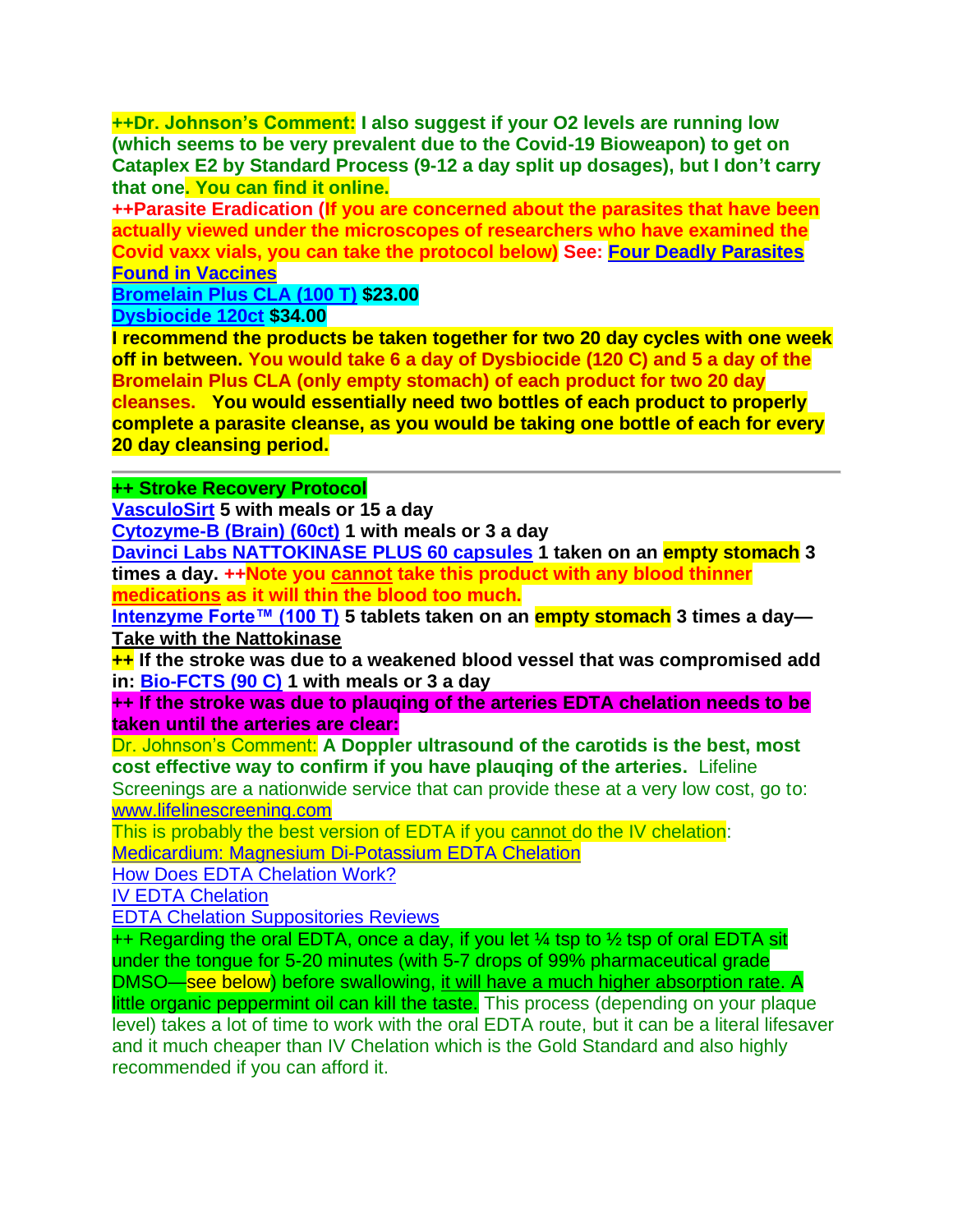**++Dr. Johnson's Comment: I also suggest if your O2 levels are running low (which seems to be very prevalent due to the Covid-19 Bioweapon) to get on Cataplex E2 by Standard Process (9-12 a day split up dosages), but I don't carry that one. You can find it online.**

**++Parasite Eradication (If you are concerned about the parasites that have been actually viewed under the microscopes of researchers who have examined the Covid vaxx vials, you can take the protocol below) See: Four Deadly Parasites Found in Vaccines**

**Bromelain Plus CLA (100 T) $23.00**

**Dysbiocide 120ct $34.00**

**I recommend the products be taken together for two 20 day cycles with one week off in between. You would take 6 a day of Dysbiocide (120 C) and 5 a day of the Bromelain Plus CLA (only empty stomach) of each product for two 20 day cleanses. You would essentially need two bottles of each product to properly complete a parasite cleanse, as you would be taking one bottle of each for every 20 day cleansing period.**

---

**++ Stroke Recovery Protocol**

**VasculoSirt 5 with meals or 15 a day**

**Cytozyme-B (Brain) (60ct) 1 with meals or 3 a day**

**Davinci Labs NATTOKINASE PLUS 60 capsules 1 taken on an empty stomach 3 times a day. ++Note you cannot take this product with any blood thinner medications as it will thin the blood too much.**

**Intenzyme Forte™ (100 T) 5 tablets taken on an empty stomach 3 times a day—Take with the Nattokinase**

**++ If the stroke was due to a weakened blood vessel that was compromised add in: Bio-FCTS (90 C) 1 with meals or 3 a day**

**++ If the stroke was due to plauqing of the arteries EDTA chelation needs to be taken until the arteries are clear:**

Dr. Johnson's Comment: **A Doppler ultrasound of the carotids is the best, most cost effective way to confirm if you have plauqing of the arteries.** Lifeline Screenings are a nationwide service that can provide these at a very low cost, go to: www.lifelinescreening.com

This is probably the best version of EDTA if you cannot do the IV chelation:
Medicardium: Magnesium Di-Potassium EDTA Chelation
How Does EDTA Chelation Work?
IV EDTA Chelation
EDTA Chelation Suppositories Reviews

++ Regarding the oral EDTA, once a day, if you let ¼ tsp to ½ tsp of oral EDTA sit under the tongue for 5-20 minutes (with 5-7 drops of 99% pharmaceutical grade DMSO—see below) before swallowing, it will have a much higher absorption rate. A little organic peppermint oil can kill the taste. This process (depending on your plaque level) takes a lot of time to work with the oral EDTA route, but it can be a literal lifesaver and it much cheaper than IV Chelation which is the Gold Standard and also highly recommended if you can afford it.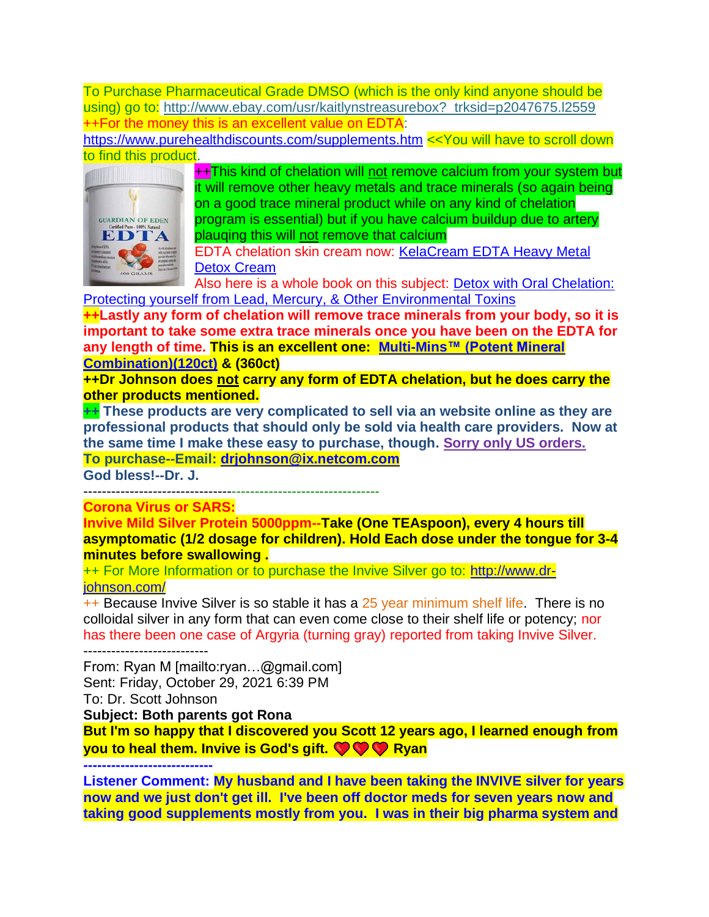To Purchase Pharmaceutical Grade DMSO (which is the only kind anyone should be using) go to: http://www.ebay.com/usr/kaitlynstreasurebox?_trksid=p2047675.l2559

++For the money this is an excellent value on EDTA: https://www.purehealthdiscounts.com/supplements.htm <<You will have to scroll down to find this product.

++This kind of chelation will not remove calcium from your system but it will remove other heavy metals and trace minerals (so again being on a good trace mineral product while on any kind of chelation program is essential) but if you have calcium buildup due to artery plauqing this will not remove that calcium

EDTA chelation skin cream now: KelaCream EDTA Heavy Metal Detox Cream

Also here is a whole book on this subject: Detox with Oral Chelation: Protecting yourself from Lead, Mercury, & Other Environmental Toxins

**++Lastly any form of chelation will remove trace minerals from your body, so it is important to take some extra trace minerals once you have been on the EDTA for any length of time. This is an excellent one: Multi-Mins™ (Potent Mineral Combination)(120ct) & (360ct)**

**++Dr Johnson does not carry any form of EDTA chelation, but he does carry the other products mentioned.**

**++ These products are very complicated to sell via an website online as they are professional products that should only be sold via health care providers. Now at the same time I make these easy to purchase, though. Sorry only US orders.**

**To purchase--Email: drjohnson@ix.netcom.com**

**God bless!--Dr. J.**

---

**Corona Virus or SARS:**

**Invive Mild Silver Protein 5000ppm--Take (One TEAspoon), every 4 hours till asymptomatic (1/2 dosage for children). Hold Each dose under the tongue for 3-4 minutes before swallowing .**

++ For More Information or to purchase the Invive Silver go to: http://www.dr-johnson.com/

++ Because Invive Silver is so stable it has a 25 year minimum shelf life. There is no colloidal silver in any form that can even come close to their shelf life or potency; nor has there been one case of Argyria (turning gray) reported from taking Invive Silver.

---

From: Ryan M [mailto:ryan…@gmail.com]
Sent: Friday, October 29, 2021 6:39 PM
To: Dr. Scott Johnson
**Subject: Both parents got Rona**

**But I'm so happy that I discovered you Scott 12 years ago, I learned enough from you to heal them. Invive is God's gift. ❤️❤️❤️ Ryan**

---

**Listener Comment: My husband and I have been taking the INVIVE silver for years now and we just don't get ill. I've been off doctor meds for seven years now and taking good supplements mostly from you. I was in their big pharma system and**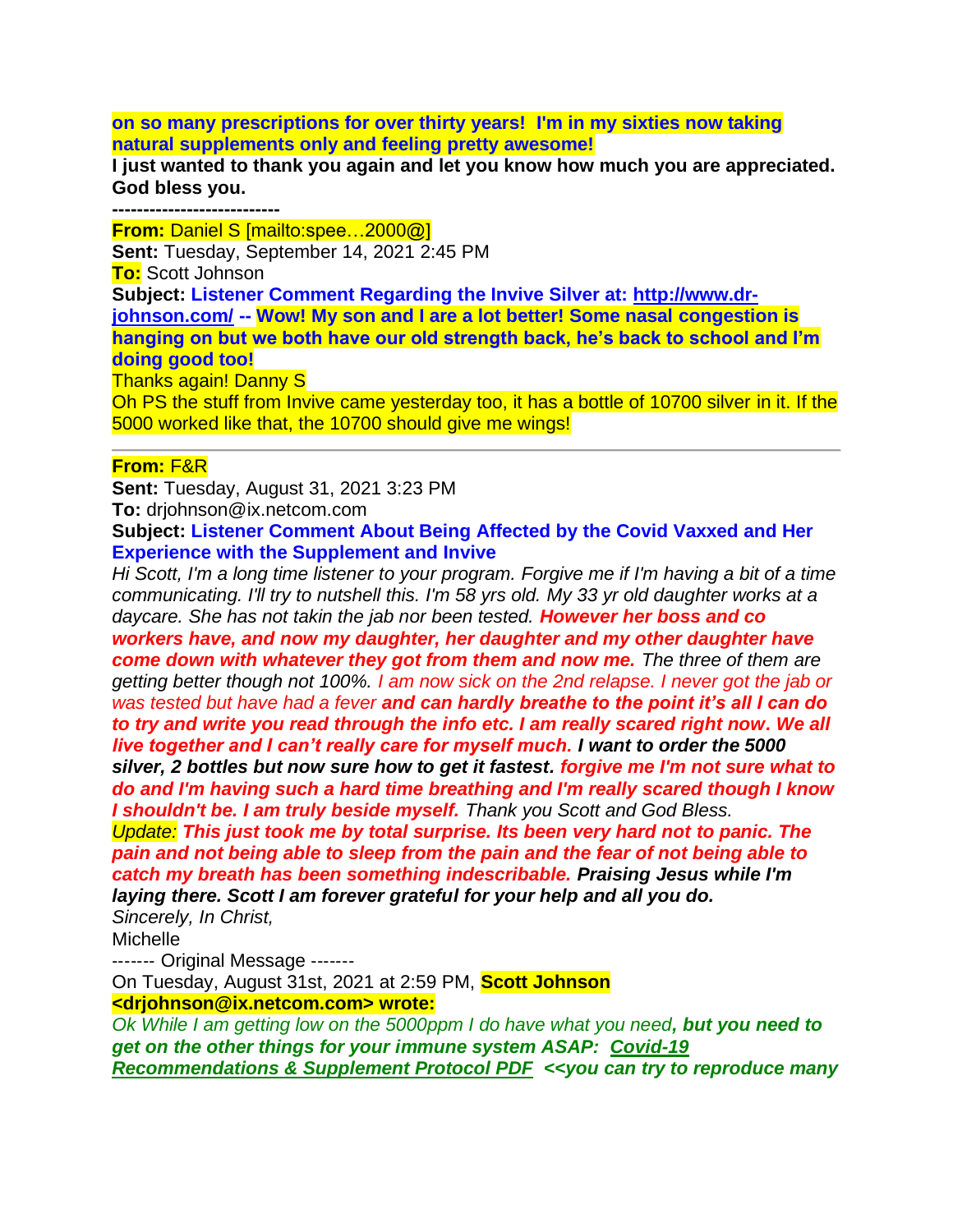**on so many prescriptions for over thirty years! I'm in my sixties now taking natural supplements only and feeling pretty awesome!**

**I just wanted to thank you again and let you know how much you are appreciated. God bless you.**

**--------------------------**

**From:** Daniel S [mailto:spee…2000@]
**Sent:** Tuesday, September 14, 2021 2:45 PM
**To:** Scott Johnson
**Subject:** **Listener Comment Regarding the Invive Silver at: http://www.dr-johnson.com/ -- Wow! My son and I are a lot better! Some nasal congestion is hanging on but we both have our old strength back, he's back to school and I'm doing good too!**

Thanks again! Danny S

Oh PS the stuff from Invive came yesterday too, it has a bottle of 10700 silver in it. If the 5000 worked like that, the 10700 should give me wings!

---

**From:** F&R
**Sent:** Tuesday, August 31, 2021 3:23 PM
**To:** drjohnson@ix.netcom.com
**Subject:** **Listener Comment About Being Affected by the Covid Vaxxed and Her Experience with the Supplement and Invive**

*Hi Scott, I'm a long time listener to your program. Forgive me if I'm having a bit of a time communicating. I'll try to nutshell this. I'm 58 yrs old. My 33 yr old daughter works at a daycare. She has not takin the jab nor been tested.* ***However her boss and co workers have, and now my daughter, her daughter and my other daughter have come down with whatever they got from them and now me.*** *The three of them are getting better though not 100%. I am now sick on the 2nd relapse. I never got the jab or was tested but have had a fever* ***and can hardly breathe to the point it's all I can do to try and write you read through the info etc. I am really scared right now. We all live together and I can't really care for myself much. I want to order the 5000 silver, 2 bottles but now sure how to get it fastest. forgive me I'm not sure what to do and I'm having such a hard time breathing and I'm really scared though I know I shouldn't be. I am truly beside myself.*** *Thank you Scott and God Bless.*

*Update:* ***This just took me by total surprise. Its been very hard not to panic. The pain and not being able to sleep from the pain and the fear of not being able to catch my breath has been something indescribable. Praising Jesus while I'm laying there. Scott I am forever grateful for your help and all you do.***

*Sincerely, In Christ,*

Michelle

------- Original Message -------

On Tuesday, August 31st, 2021 at 2:59 PM, **Scott Johnson <drjohnson@ix.netcom.com> wrote:**

*Ok While I am getting low on the 5000ppm I do have what you need****, but you need to get on the other things for your immune system ASAP: Covid-19 Recommendations & Supplement Protocol PDF <<you can try to reproduce many***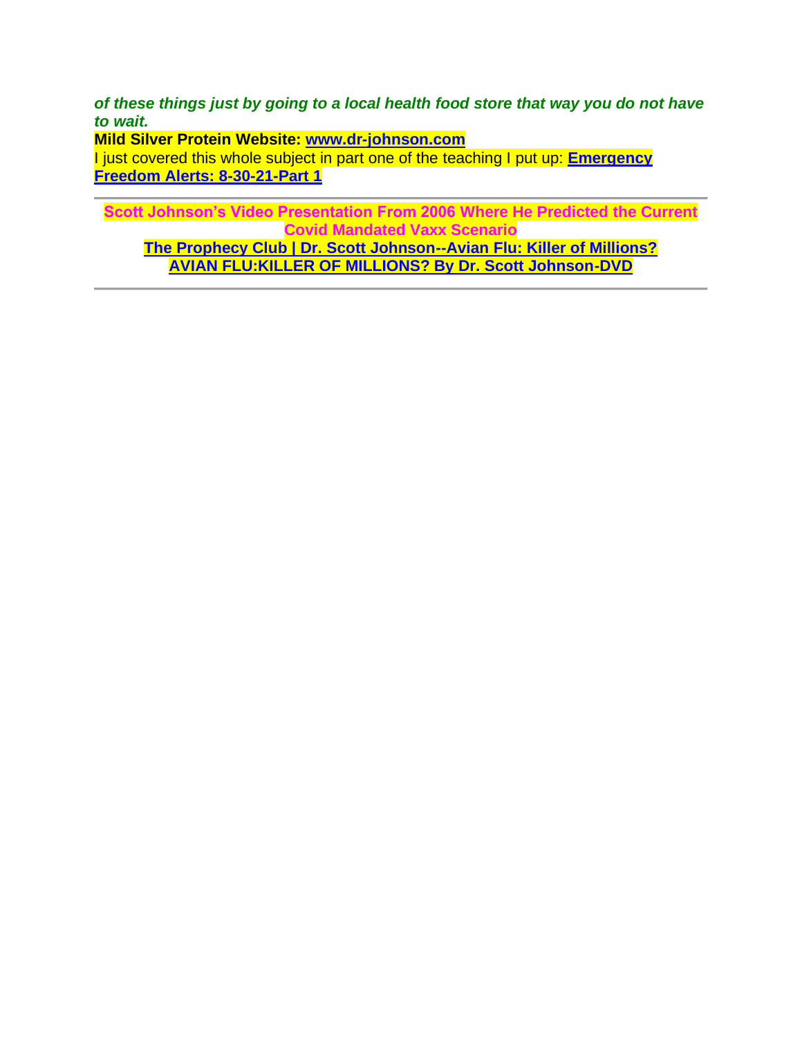***of these things just by going to a local health food store that way you do not have to wait.***

**Mild Silver Protein Website: www.dr-johnson.com**

I just covered this whole subject in part one of the teaching I put up: **Emergency Freedom Alerts: 8-30-21-Part 1**

---

**Scott Johnson's Video Presentation From 2006 Where He Predicted the Current Covid Mandated Vaxx Scenario**

**The Prophecy Club | Dr. Scott Johnson--Avian Flu: Killer of Millions?**

**AVIAN FLU:KILLER OF MILLIONS? By Dr. Scott Johnson-DVD**

---